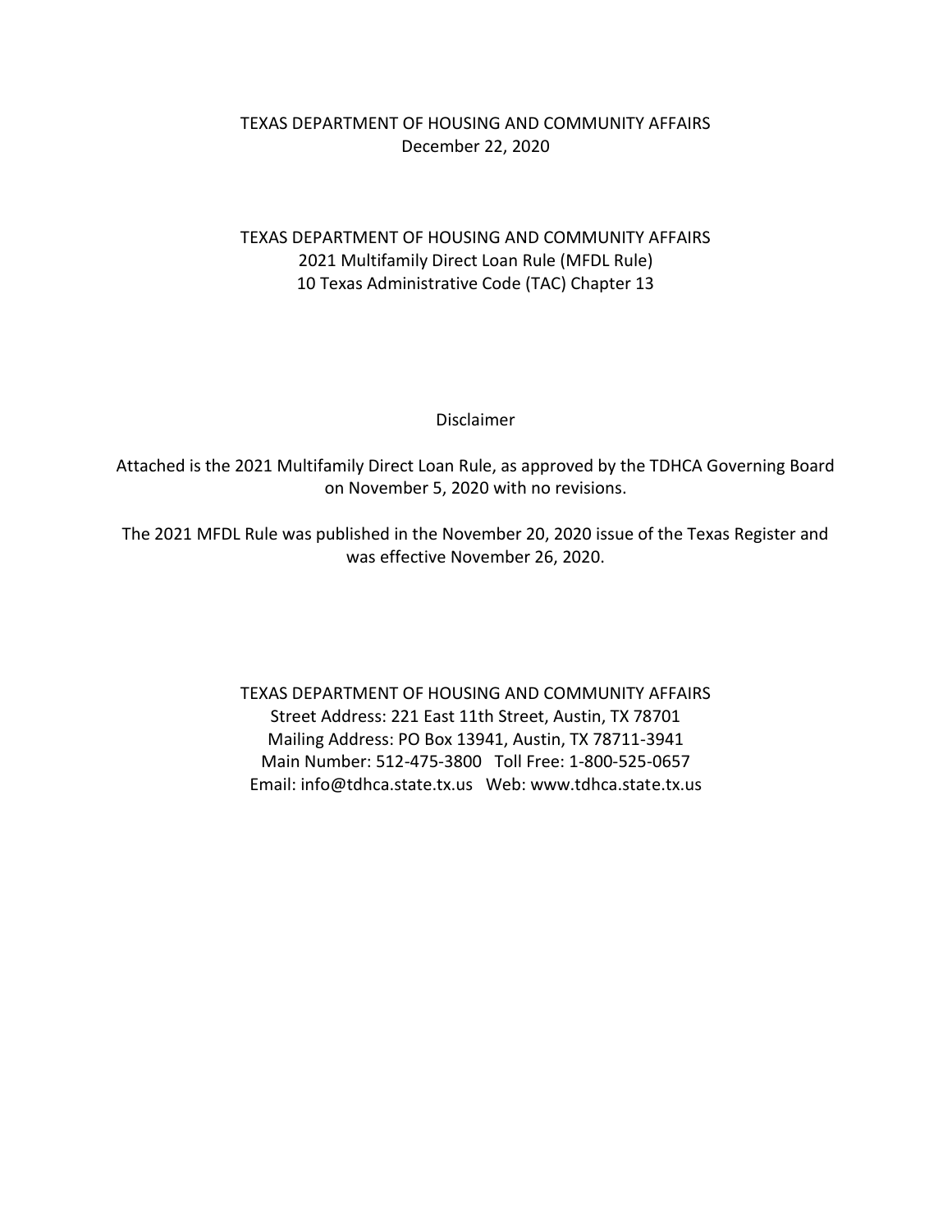TEXAS DEPARTMENT OF HOUSING AND COMMUNITY AFFAIRS
December 22, 2020

# TEXAS DEPARTMENT OF HOUSING AND COMMUNITY AFFAIRS
# 2021 Multifamily Direct Loan Rule (MFDL Rule)
# 10 Texas Administrative Code (TAC) Chapter 13

## Disclaimer

Attached is the 2021 Multifamily Direct Loan Rule, as approved by the TDHCA Governing Board on November 5, 2020 with no revisions.

The 2021 MFDL Rule was published in the November 20, 2020 issue of the Texas Register and was effective November 26, 2020.

TEXAS DEPARTMENT OF HOUSING AND COMMUNITY AFFAIRS
Street Address: 221 East 11th Street, Austin, TX 78701
Mailing Address: PO Box 13941, Austin, TX 78711-3941
Main Number: 512-475-3800 Toll Free: 1-800-525-0657
Email: info@tdhca.state.tx.us Web: www.tdhca.state.tx.us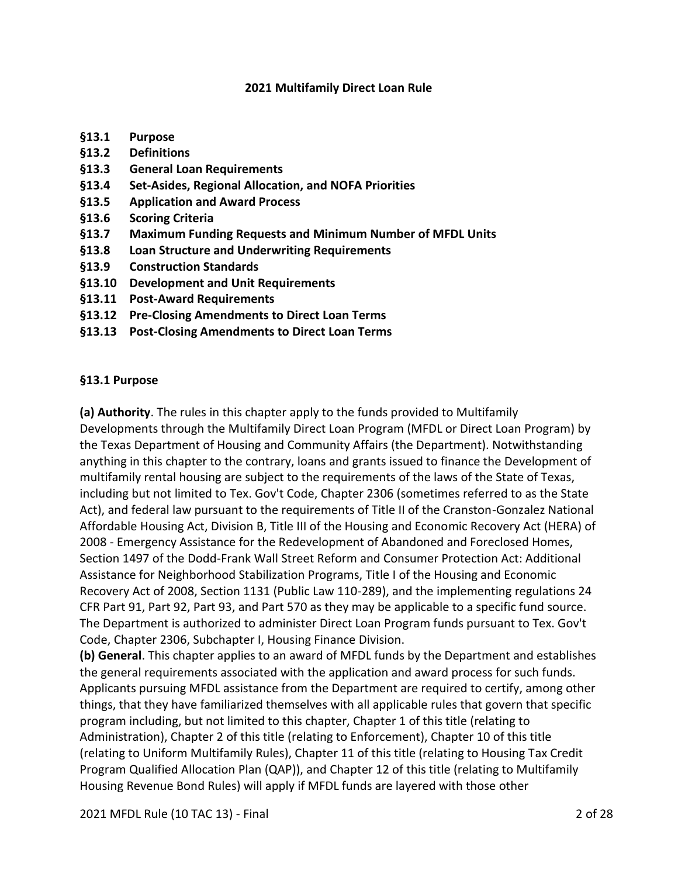# 2021 Multifamily Direct Loan Rule

- **§13.1 Purpose**
- **§13.2 Definitions**
- **§13.3 General Loan Requirements**
- **§13.4 Set-Asides, Regional Allocation, and NOFA Priorities**
- **§13.5 Application and Award Process**
- **§13.6 Scoring Criteria**
- **§13.7 Maximum Funding Requests and Minimum Number of MFDL Units**
- **§13.8 Loan Structure and Underwriting Requirements**
- **§13.9 Construction Standards**
- **§13.10 Development and Unit Requirements**
- **§13.11 Post-Award Requirements**
- **§13.12 Pre-Closing Amendments to Direct Loan Terms**
- **§13.13 Post-Closing Amendments to Direct Loan Terms**

## §13.1 Purpose

**(a) Authority**. The rules in this chapter apply to the funds provided to Multifamily Developments through the Multifamily Direct Loan Program (MFDL or Direct Loan Program) by the Texas Department of Housing and Community Affairs (the Department). Notwithstanding anything in this chapter to the contrary, loans and grants issued to finance the Development of multifamily rental housing are subject to the requirements of the laws of the State of Texas, including but not limited to Tex. Gov't Code, Chapter 2306 (sometimes referred to as the State Act), and federal law pursuant to the requirements of Title II of the Cranston-Gonzalez National Affordable Housing Act, Division B, Title III of the Housing and Economic Recovery Act (HERA) of 2008 - Emergency Assistance for the Redevelopment of Abandoned and Foreclosed Homes, Section 1497 of the Dodd-Frank Wall Street Reform and Consumer Protection Act: Additional Assistance for Neighborhood Stabilization Programs, Title I of the Housing and Economic Recovery Act of 2008, Section 1131 (Public Law 110-289), and the implementing regulations 24 CFR Part 91, Part 92, Part 93, and Part 570 as they may be applicable to a specific fund source. The Department is authorized to administer Direct Loan Program funds pursuant to Tex. Gov't Code, Chapter 2306, Subchapter I, Housing Finance Division.

**(b) General**. This chapter applies to an award of MFDL funds by the Department and establishes the general requirements associated with the application and award process for such funds. Applicants pursuing MFDL assistance from the Department are required to certify, among other things, that they have familiarized themselves with all applicable rules that govern that specific program including, but not limited to this chapter, Chapter 1 of this title (relating to Administration), Chapter 2 of this title (relating to Enforcement), Chapter 10 of this title (relating to Uniform Multifamily Rules), Chapter 11 of this title (relating to Housing Tax Credit Program Qualified Allocation Plan (QAP)), and Chapter 12 of this title (relating to Multifamily Housing Revenue Bond Rules) will apply if MFDL funds are layered with those other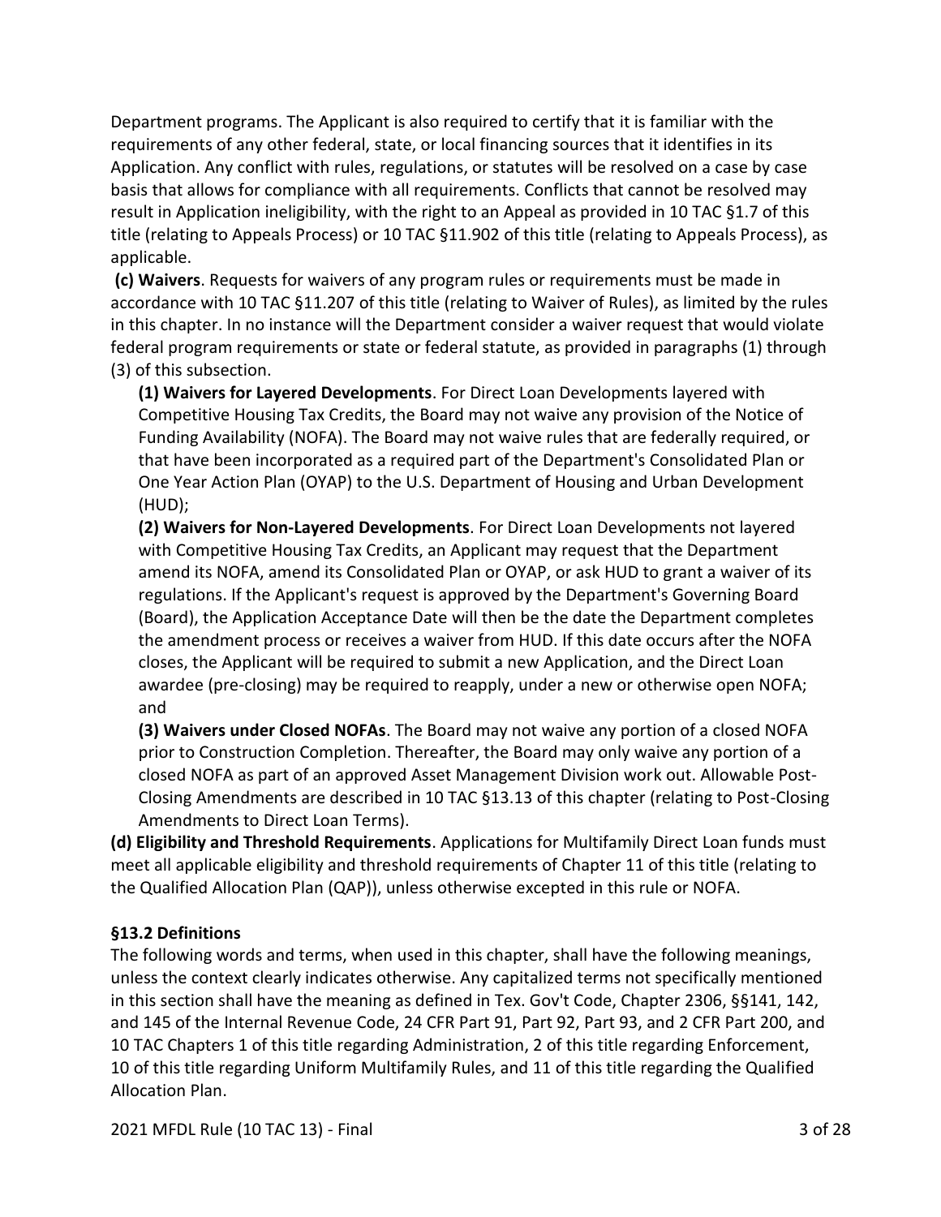Department programs. The Applicant is also required to certify that it is familiar with the requirements of any other federal, state, or local financing sources that it identifies in its Application. Any conflict with rules, regulations, or statutes will be resolved on a case by case basis that allows for compliance with all requirements. Conflicts that cannot be resolved may result in Application ineligibility, with the right to an Appeal as provided in 10 TAC §1.7 of this title (relating to Appeals Process) or 10 TAC §11.902 of this title (relating to Appeals Process), as applicable.

**(c) Waivers**. Requests for waivers of any program rules or requirements must be made in accordance with 10 TAC §11.207 of this title (relating to Waiver of Rules), as limited by the rules in this chapter. In no instance will the Department consider a waiver request that would violate federal program requirements or state or federal statute, as provided in paragraphs (1) through (3) of this subsection.

**(1) Waivers for Layered Developments**. For Direct Loan Developments layered with Competitive Housing Tax Credits, the Board may not waive any provision of the Notice of Funding Availability (NOFA). The Board may not waive rules that are federally required, or that have been incorporated as a required part of the Department's Consolidated Plan or One Year Action Plan (OYAP) to the U.S. Department of Housing and Urban Development (HUD);

**(2) Waivers for Non-Layered Developments**. For Direct Loan Developments not layered with Competitive Housing Tax Credits, an Applicant may request that the Department amend its NOFA, amend its Consolidated Plan or OYAP, or ask HUD to grant a waiver of its regulations. If the Applicant's request is approved by the Department's Governing Board (Board), the Application Acceptance Date will then be the date the Department completes the amendment process or receives a waiver from HUD. If this date occurs after the NOFA closes, the Applicant will be required to submit a new Application, and the Direct Loan awardee (pre-closing) may be required to reapply, under a new or otherwise open NOFA; and

**(3) Waivers under Closed NOFAs**. The Board may not waive any portion of a closed NOFA prior to Construction Completion. Thereafter, the Board may only waive any portion of a closed NOFA as part of an approved Asset Management Division work out. Allowable Post-Closing Amendments are described in 10 TAC §13.13 of this chapter (relating to Post-Closing Amendments to Direct Loan Terms).

**(d) Eligibility and Threshold Requirements**. Applications for Multifamily Direct Loan funds must meet all applicable eligibility and threshold requirements of Chapter 11 of this title (relating to the Qualified Allocation Plan (QAP)), unless otherwise excepted in this rule or NOFA.

**§13.2 Definitions**

The following words and terms, when used in this chapter, shall have the following meanings, unless the context clearly indicates otherwise. Any capitalized terms not specifically mentioned in this section shall have the meaning as defined in Tex. Gov't Code, Chapter 2306, §§141, 142, and 145 of the Internal Revenue Code, 24 CFR Part 91, Part 92, Part 93, and 2 CFR Part 200, and 10 TAC Chapters 1 of this title regarding Administration, 2 of this title regarding Enforcement, 10 of this title regarding Uniform Multifamily Rules, and 11 of this title regarding the Qualified Allocation Plan.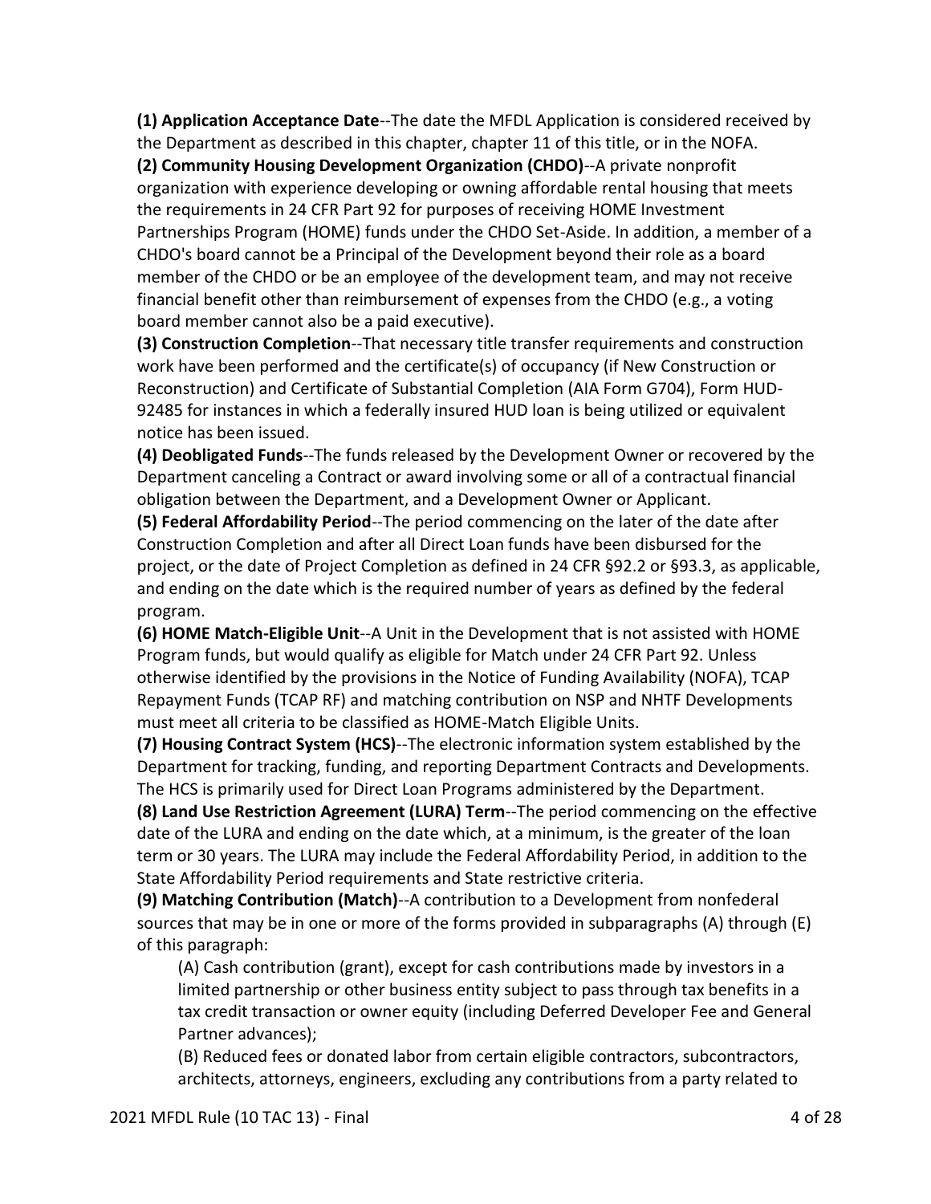**(1) Application Acceptance Date**--The date the MFDL Application is considered received by the Department as described in this chapter, chapter 11 of this title, or in the NOFA.

**(2) Community Housing Development Organization (CHDO)**--A private nonprofit organization with experience developing or owning affordable rental housing that meets the requirements in 24 CFR Part 92 for purposes of receiving HOME Investment Partnerships Program (HOME) funds under the CHDO Set-Aside. In addition, a member of a CHDO's board cannot be a Principal of the Development beyond their role as a board member of the CHDO or be an employee of the development team, and may not receive financial benefit other than reimbursement of expenses from the CHDO (e.g., a voting board member cannot also be a paid executive).

**(3) Construction Completion**--That necessary title transfer requirements and construction work have been performed and the certificate(s) of occupancy (if New Construction or Reconstruction) and Certificate of Substantial Completion (AIA Form G704), Form HUD-92485 for instances in which a federally insured HUD loan is being utilized or equivalent notice has been issued.

**(4) Deobligated Funds**--The funds released by the Development Owner or recovered by the Department canceling a Contract or award involving some or all of a contractual financial obligation between the Department, and a Development Owner or Applicant.

**(5) Federal Affordability Period**--The period commencing on the later of the date after Construction Completion and after all Direct Loan funds have been disbursed for the project, or the date of Project Completion as defined in 24 CFR §92.2 or §93.3, as applicable, and ending on the date which is the required number of years as defined by the federal program.

**(6) HOME Match-Eligible Unit**--A Unit in the Development that is not assisted with HOME Program funds, but would qualify as eligible for Match under 24 CFR Part 92. Unless otherwise identified by the provisions in the Notice of Funding Availability (NOFA), TCAP Repayment Funds (TCAP RF) and matching contribution on NSP and NHTF Developments must meet all criteria to be classified as HOME-Match Eligible Units.

**(7) Housing Contract System (HCS)**--The electronic information system established by the Department for tracking, funding, and reporting Department Contracts and Developments. The HCS is primarily used for Direct Loan Programs administered by the Department.

**(8) Land Use Restriction Agreement (LURA) Term**--The period commencing on the effective date of the LURA and ending on the date which, at a minimum, is the greater of the loan term or 30 years. The LURA may include the Federal Affordability Period, in addition to the State Affordability Period requirements and State restrictive criteria.

**(9) Matching Contribution (Match)**--A contribution to a Development from nonfederal sources that may be in one or more of the forms provided in subparagraphs (A) through (E) of this paragraph:

(A) Cash contribution (grant), except for cash contributions made by investors in a limited partnership or other business entity subject to pass through tax benefits in a tax credit transaction or owner equity (including Deferred Developer Fee and General Partner advances);

(B) Reduced fees or donated labor from certain eligible contractors, subcontractors, architects, attorneys, engineers, excluding any contributions from a party related to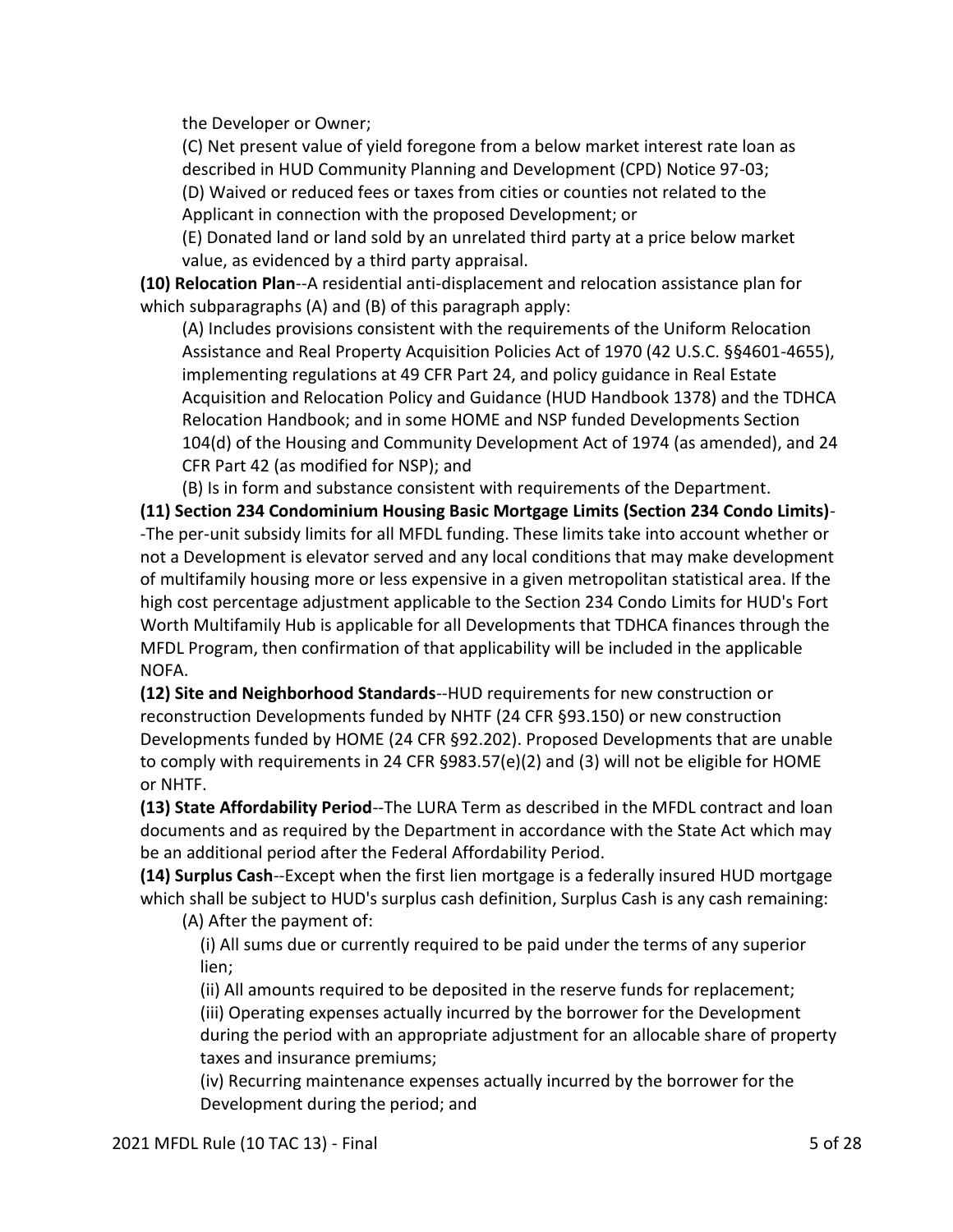the Developer or Owner;

(C) Net present value of yield foregone from a below market interest rate loan as described in HUD Community Planning and Development (CPD) Notice 97-03;

(D) Waived or reduced fees or taxes from cities or counties not related to the Applicant in connection with the proposed Development; or

(E) Donated land or land sold by an unrelated third party at a price below market value, as evidenced by a third party appraisal.

**(10) Relocation Plan**--A residential anti-displacement and relocation assistance plan for which subparagraphs (A) and (B) of this paragraph apply:

(A) Includes provisions consistent with the requirements of the Uniform Relocation Assistance and Real Property Acquisition Policies Act of 1970 (42 U.S.C. §§4601-4655), implementing regulations at 49 CFR Part 24, and policy guidance in Real Estate Acquisition and Relocation Policy and Guidance (HUD Handbook 1378) and the TDHCA Relocation Handbook; and in some HOME and NSP funded Developments Section 104(d) of the Housing and Community Development Act of 1974 (as amended), and 24 CFR Part 42 (as modified for NSP); and

(B) Is in form and substance consistent with requirements of the Department.

**(11) Section 234 Condominium Housing Basic Mortgage Limits (Section 234 Condo Limits)**--The per-unit subsidy limits for all MFDL funding. These limits take into account whether or not a Development is elevator served and any local conditions that may make development of multifamily housing more or less expensive in a given metropolitan statistical area. If the high cost percentage adjustment applicable to the Section 234 Condo Limits for HUD's Fort Worth Multifamily Hub is applicable for all Developments that TDHCA finances through the MFDL Program, then confirmation of that applicability will be included in the applicable NOFA.

**(12) Site and Neighborhood Standards**--HUD requirements for new construction or reconstruction Developments funded by NHTF (24 CFR §93.150) or new construction Developments funded by HOME (24 CFR §92.202). Proposed Developments that are unable to comply with requirements in 24 CFR §983.57(e)(2) and (3) will not be eligible for HOME or NHTF.

**(13) State Affordability Period**--The LURA Term as described in the MFDL contract and loan documents and as required by the Department in accordance with the State Act which may be an additional period after the Federal Affordability Period.

**(14) Surplus Cash**--Except when the first lien mortgage is a federally insured HUD mortgage which shall be subject to HUD's surplus cash definition, Surplus Cash is any cash remaining:

(A) After the payment of:

(i) All sums due or currently required to be paid under the terms of any superior lien;

(ii) All amounts required to be deposited in the reserve funds for replacement;

(iii) Operating expenses actually incurred by the borrower for the Development during the period with an appropriate adjustment for an allocable share of property taxes and insurance premiums;

(iv) Recurring maintenance expenses actually incurred by the borrower for the Development during the period; and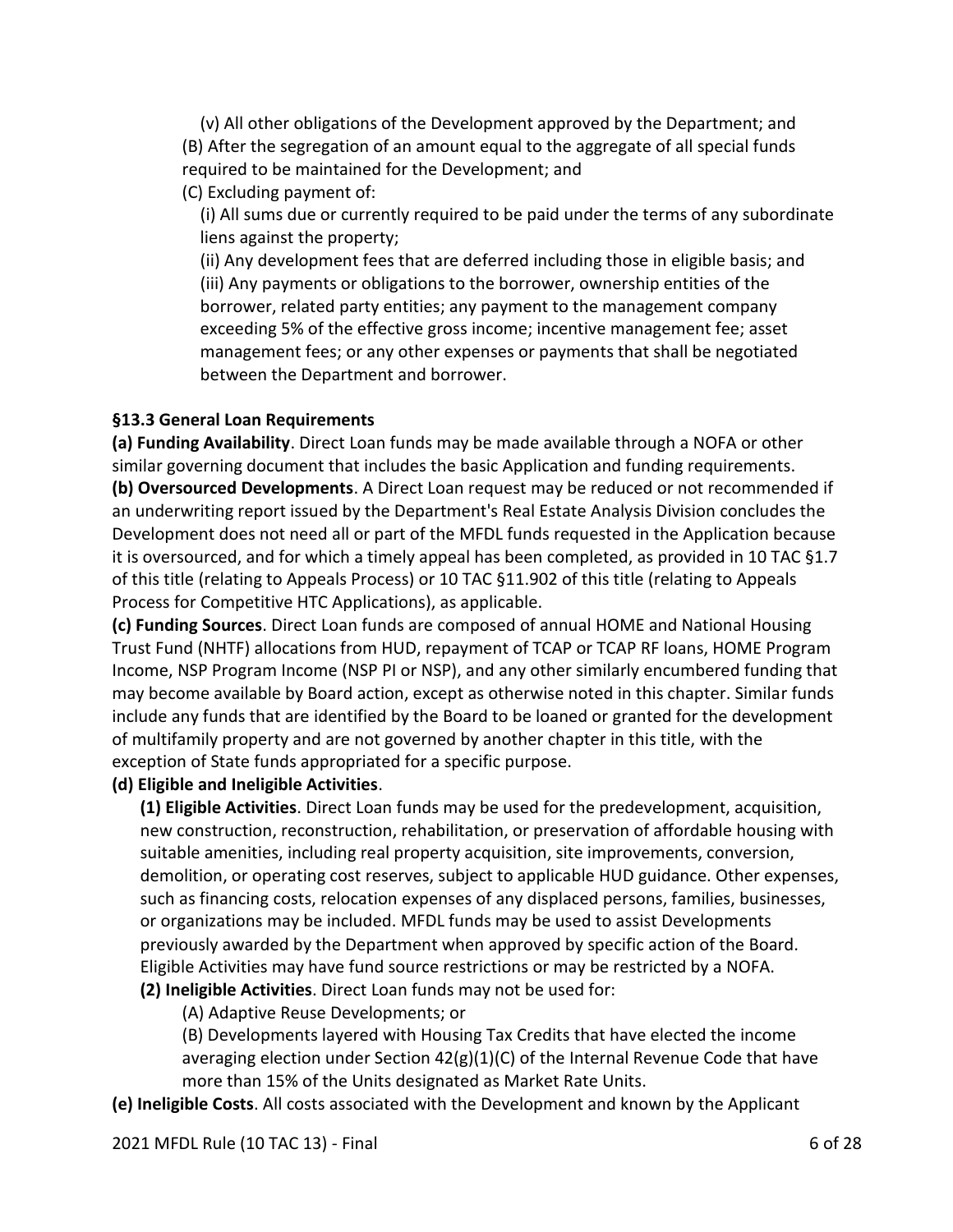(v) All other obligations of the Development approved by the Department; and

(B) After the segregation of an amount equal to the aggregate of all special funds required to be maintained for the Development; and

(C) Excluding payment of:

(i) All sums due or currently required to be paid under the terms of any subordinate liens against the property;

(ii) Any development fees that are deferred including those in eligible basis; and

(iii) Any payments or obligations to the borrower, ownership entities of the borrower, related party entities; any payment to the management company exceeding 5% of the effective gross income; incentive management fee; asset management fees; or any other expenses or payments that shall be negotiated between the Department and borrower.

**§13.3 General Loan Requirements**

**(a) Funding Availability**. Direct Loan funds may be made available through a NOFA or other similar governing document that includes the basic Application and funding requirements.

**(b) Oversourced Developments**. A Direct Loan request may be reduced or not recommended if an underwriting report issued by the Department's Real Estate Analysis Division concludes the Development does not need all or part of the MFDL funds requested in the Application because it is oversourced, and for which a timely appeal has been completed, as provided in 10 TAC §1.7 of this title (relating to Appeals Process) or 10 TAC §11.902 of this title (relating to Appeals Process for Competitive HTC Applications), as applicable.

**(c) Funding Sources**. Direct Loan funds are composed of annual HOME and National Housing Trust Fund (NHTF) allocations from HUD, repayment of TCAP or TCAP RF loans, HOME Program Income, NSP Program Income (NSP PI or NSP), and any other similarly encumbered funding that may become available by Board action, except as otherwise noted in this chapter. Similar funds include any funds that are identified by the Board to be loaned or granted for the development of multifamily property and are not governed by another chapter in this title, with the exception of State funds appropriated for a specific purpose.

**(d) Eligible and Ineligible Activities**.

**(1) Eligible Activities**. Direct Loan funds may be used for the predevelopment, acquisition, new construction, reconstruction, rehabilitation, or preservation of affordable housing with suitable amenities, including real property acquisition, site improvements, conversion, demolition, or operating cost reserves, subject to applicable HUD guidance. Other expenses, such as financing costs, relocation expenses of any displaced persons, families, businesses, or organizations may be included. MFDL funds may be used to assist Developments previously awarded by the Department when approved by specific action of the Board. Eligible Activities may have fund source restrictions or may be restricted by a NOFA.

**(2) Ineligible Activities**. Direct Loan funds may not be used for:

(A) Adaptive Reuse Developments; or

(B) Developments layered with Housing Tax Credits that have elected the income averaging election under Section 42(g)(1)(C) of the Internal Revenue Code that have more than 15% of the Units designated as Market Rate Units.

**(e) Ineligible Costs**. All costs associated with the Development and known by the Applicant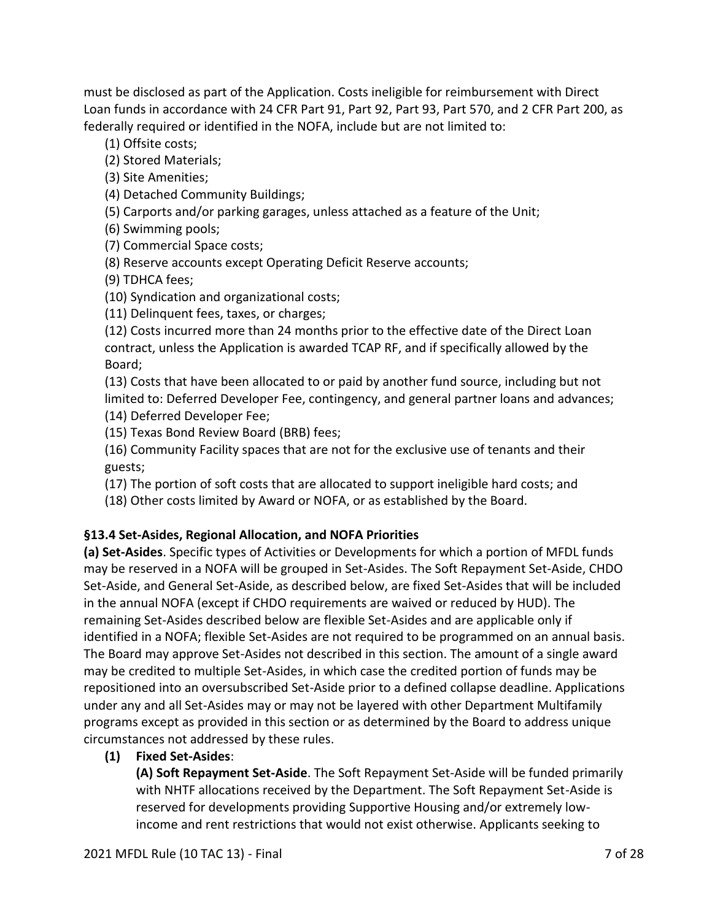must be disclosed as part of the Application. Costs ineligible for reimbursement with Direct Loan funds in accordance with 24 CFR Part 91, Part 92, Part 93, Part 570, and 2 CFR Part 200, as federally required or identified in the NOFA, include but are not limited to:

(1) Offsite costs;
(2) Stored Materials;
(3) Site Amenities;
(4) Detached Community Buildings;
(5) Carports and/or parking garages, unless attached as a feature of the Unit;
(6) Swimming pools;
(7) Commercial Space costs;
(8) Reserve accounts except Operating Deficit Reserve accounts;
(9) TDHCA fees;
(10) Syndication and organizational costs;
(11) Delinquent fees, taxes, or charges;
(12) Costs incurred more than 24 months prior to the effective date of the Direct Loan contract, unless the Application is awarded TCAP RF, and if specifically allowed by the Board;
(13) Costs that have been allocated to or paid by another fund source, including but not limited to: Deferred Developer Fee, contingency, and general partner loans and advances;
(14) Deferred Developer Fee;
(15) Texas Bond Review Board (BRB) fees;
(16) Community Facility spaces that are not for the exclusive use of tenants and their guests;
(17) The portion of soft costs that are allocated to support ineligible hard costs; and
(18) Other costs limited by Award or NOFA, or as established by the Board.

### §13.4 Set-Asides, Regional Allocation, and NOFA Priorities

**(a) Set-Asides**. Specific types of Activities or Developments for which a portion of MFDL funds may be reserved in a NOFA will be grouped in Set-Asides. The Soft Repayment Set-Aside, CHDO Set-Aside, and General Set-Aside, as described below, are fixed Set-Asides that will be included in the annual NOFA (except if CHDO requirements are waived or reduced by HUD). The remaining Set-Asides described below are flexible Set-Asides and are applicable only if identified in a NOFA; flexible Set-Asides are not required to be programmed on an annual basis. The Board may approve Set-Asides not described in this section. The amount of a single award may be credited to multiple Set-Asides, in which case the credited portion of funds may be repositioned into an oversubscribed Set-Aside prior to a defined collapse deadline. Applications under any and all Set-Asides may or may not be layered with other Department Multifamily programs except as provided in this section or as determined by the Board to address unique circumstances not addressed by these rules.

**(1) Fixed Set-Asides**:

**(A) Soft Repayment Set-Aside**. The Soft Repayment Set-Aside will be funded primarily with NHTF allocations received by the Department. The Soft Repayment Set-Aside is reserved for developments providing Supportive Housing and/or extremely low-income and rent restrictions that would not exist otherwise. Applicants seeking to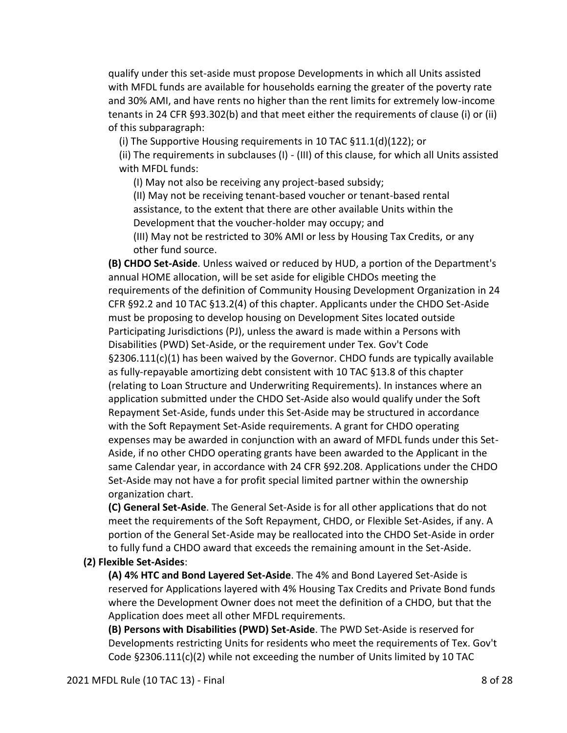qualify under this set-aside must propose Developments in which all Units assisted with MFDL funds are available for households earning the greater of the poverty rate and 30% AMI, and have rents no higher than the rent limits for extremely low-income tenants in 24 CFR §93.302(b) and that meet either the requirements of clause (i) or (ii) of this subparagraph:

(i) The Supportive Housing requirements in 10 TAC §11.1(d)(122); or

(ii) The requirements in subclauses (I) - (III) of this clause, for which all Units assisted with MFDL funds:

(I) May not also be receiving any project-based subsidy;

(II) May not be receiving tenant-based voucher or tenant-based rental assistance, to the extent that there are other available Units within the Development that the voucher-holder may occupy; and

(III) May not be restricted to 30% AMI or less by Housing Tax Credits, or any other fund source.

**(B) CHDO Set-Aside**. Unless waived or reduced by HUD, a portion of the Department's annual HOME allocation, will be set aside for eligible CHDOs meeting the requirements of the definition of Community Housing Development Organization in 24 CFR §92.2 and 10 TAC §13.2(4) of this chapter. Applicants under the CHDO Set-Aside must be proposing to develop housing on Development Sites located outside Participating Jurisdictions (PJ), unless the award is made within a Persons with Disabilities (PWD) Set-Aside, or the requirement under Tex. Gov't Code §2306.111(c)(1) has been waived by the Governor. CHDO funds are typically available as fully-repayable amortizing debt consistent with 10 TAC §13.8 of this chapter (relating to Loan Structure and Underwriting Requirements). In instances where an application submitted under the CHDO Set-Aside also would qualify under the Soft Repayment Set-Aside, funds under this Set-Aside may be structured in accordance with the Soft Repayment Set-Aside requirements. A grant for CHDO operating expenses may be awarded in conjunction with an award of MFDL funds under this Set-Aside, if no other CHDO operating grants have been awarded to the Applicant in the same Calendar year, in accordance with 24 CFR §92.208. Applications under the CHDO Set-Aside may not have a for profit special limited partner within the ownership organization chart.

**(C) General Set-Aside**. The General Set-Aside is for all other applications that do not meet the requirements of the Soft Repayment, CHDO, or Flexible Set-Asides, if any. A portion of the General Set-Aside may be reallocated into the CHDO Set-Aside in order to fully fund a CHDO award that exceeds the remaining amount in the Set-Aside.

**(2) Flexible Set-Asides**:

**(A) 4% HTC and Bond Layered Set-Aside**. The 4% and Bond Layered Set-Aside is reserved for Applications layered with 4% Housing Tax Credits and Private Bond funds where the Development Owner does not meet the definition of a CHDO, but that the Application does meet all other MFDL requirements.

**(B) Persons with Disabilities (PWD) Set-Aside**. The PWD Set-Aside is reserved for Developments restricting Units for residents who meet the requirements of Tex. Gov't Code §2306.111(c)(2) while not exceeding the number of Units limited by 10 TAC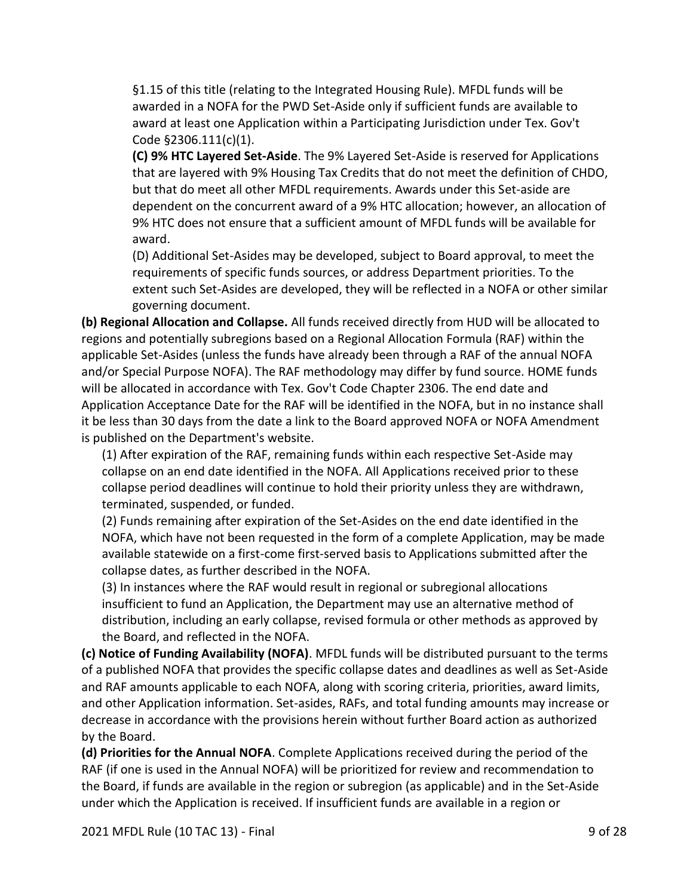§1.15 of this title (relating to the Integrated Housing Rule). MFDL funds will be awarded in a NOFA for the PWD Set-Aside only if sufficient funds are available to award at least one Application within a Participating Jurisdiction under Tex. Gov't Code §2306.111(c)(1).

**(C) 9% HTC Layered Set-Aside**. The 9% Layered Set-Aside is reserved for Applications that are layered with 9% Housing Tax Credits that do not meet the definition of CHDO, but that do meet all other MFDL requirements. Awards under this Set-aside are dependent on the concurrent award of a 9% HTC allocation; however, an allocation of 9% HTC does not ensure that a sufficient amount of MFDL funds will be available for award.

(D) Additional Set-Asides may be developed, subject to Board approval, to meet the requirements of specific funds sources, or address Department priorities. To the extent such Set-Asides are developed, they will be reflected in a NOFA or other similar governing document.

**(b) Regional Allocation and Collapse.** All funds received directly from HUD will be allocated to regions and potentially subregions based on a Regional Allocation Formula (RAF) within the applicable Set-Asides (unless the funds have already been through a RAF of the annual NOFA and/or Special Purpose NOFA). The RAF methodology may differ by fund source. HOME funds will be allocated in accordance with Tex. Gov't Code Chapter 2306. The end date and Application Acceptance Date for the RAF will be identified in the NOFA, but in no instance shall it be less than 30 days from the date a link to the Board approved NOFA or NOFA Amendment is published on the Department's website.

(1) After expiration of the RAF, remaining funds within each respective Set-Aside may collapse on an end date identified in the NOFA. All Applications received prior to these collapse period deadlines will continue to hold their priority unless they are withdrawn, terminated, suspended, or funded.

(2) Funds remaining after expiration of the Set-Asides on the end date identified in the NOFA, which have not been requested in the form of a complete Application, may be made available statewide on a first-come first-served basis to Applications submitted after the collapse dates, as further described in the NOFA.

(3) In instances where the RAF would result in regional or subregional allocations insufficient to fund an Application, the Department may use an alternative method of distribution, including an early collapse, revised formula or other methods as approved by the Board, and reflected in the NOFA.

**(c) Notice of Funding Availability (NOFA)**. MFDL funds will be distributed pursuant to the terms of a published NOFA that provides the specific collapse dates and deadlines as well as Set-Aside and RAF amounts applicable to each NOFA, along with scoring criteria, priorities, award limits, and other Application information. Set-asides, RAFs, and total funding amounts may increase or decrease in accordance with the provisions herein without further Board action as authorized by the Board.

**(d) Priorities for the Annual NOFA**. Complete Applications received during the period of the RAF (if one is used in the Annual NOFA) will be prioritized for review and recommendation to the Board, if funds are available in the region or subregion (as applicable) and in the Set-Aside under which the Application is received. If insufficient funds are available in a region or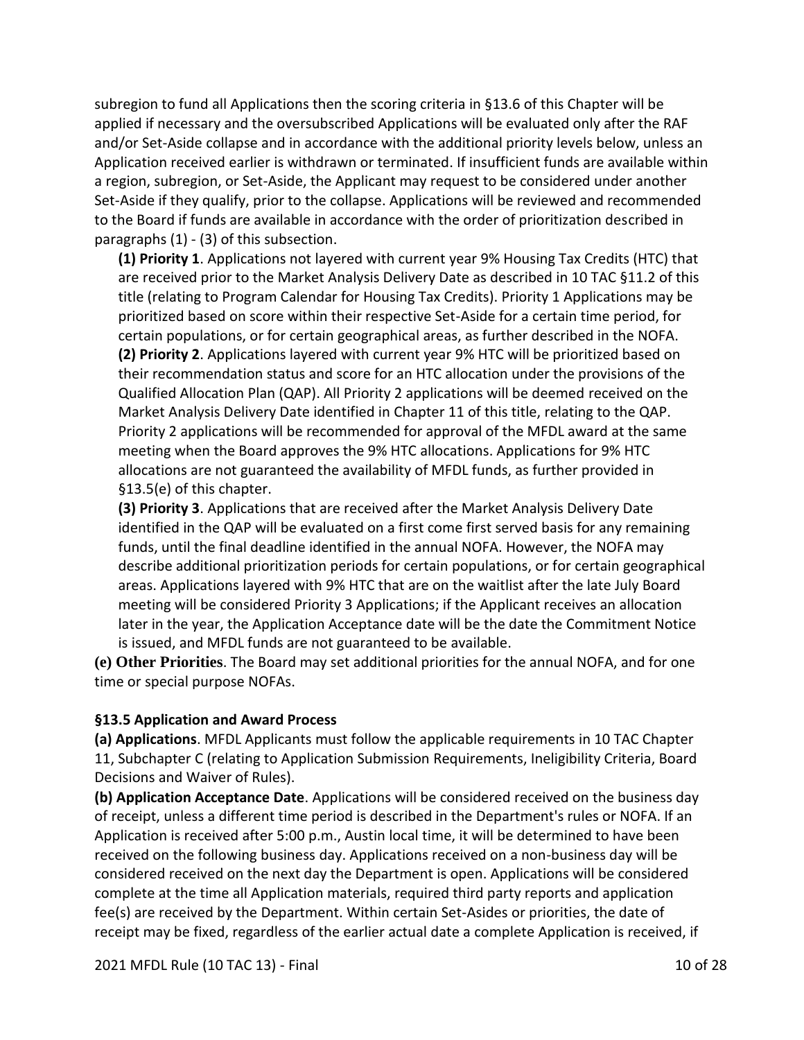subregion to fund all Applications then the scoring criteria in §13.6 of this Chapter will be applied if necessary and the oversubscribed Applications will be evaluated only after the RAF and/or Set-Aside collapse and in accordance with the additional priority levels below, unless an Application received earlier is withdrawn or terminated. If insufficient funds are available within a region, subregion, or Set-Aside, the Applicant may request to be considered under another Set-Aside if they qualify, prior to the collapse. Applications will be reviewed and recommended to the Board if funds are available in accordance with the order of prioritization described in paragraphs (1) - (3) of this subsection.

**(1) Priority 1**. Applications not layered with current year 9% Housing Tax Credits (HTC) that are received prior to the Market Analysis Delivery Date as described in 10 TAC §11.2 of this title (relating to Program Calendar for Housing Tax Credits). Priority 1 Applications may be prioritized based on score within their respective Set-Aside for a certain time period, for certain populations, or for certain geographical areas, as further described in the NOFA.

**(2) Priority 2**. Applications layered with current year 9% HTC will be prioritized based on their recommendation status and score for an HTC allocation under the provisions of the Qualified Allocation Plan (QAP). All Priority 2 applications will be deemed received on the Market Analysis Delivery Date identified in Chapter 11 of this title, relating to the QAP. Priority 2 applications will be recommended for approval of the MFDL award at the same meeting when the Board approves the 9% HTC allocations. Applications for 9% HTC allocations are not guaranteed the availability of MFDL funds, as further provided in §13.5(e) of this chapter.

**(3) Priority 3**. Applications that are received after the Market Analysis Delivery Date identified in the QAP will be evaluated on a first come first served basis for any remaining funds, until the final deadline identified in the annual NOFA. However, the NOFA may describe additional prioritization periods for certain populations, or for certain geographical areas. Applications layered with 9% HTC that are on the waitlist after the late July Board meeting will be considered Priority 3 Applications; if the Applicant receives an allocation later in the year, the Application Acceptance date will be the date the Commitment Notice is issued, and MFDL funds are not guaranteed to be available.

**(e) Other Priorities**. The Board may set additional priorities for the annual NOFA, and for one time or special purpose NOFAs.

**§13.5 Application and Award Process**

**(a) Applications**. MFDL Applicants must follow the applicable requirements in 10 TAC Chapter 11, Subchapter C (relating to Application Submission Requirements, Ineligibility Criteria, Board Decisions and Waiver of Rules).

**(b) Application Acceptance Date**. Applications will be considered received on the business day of receipt, unless a different time period is described in the Department's rules or NOFA. If an Application is received after 5:00 p.m., Austin local time, it will be determined to have been received on the following business day. Applications received on a non-business day will be considered received on the next day the Department is open. Applications will be considered complete at the time all Application materials, required third party reports and application fee(s) are received by the Department. Within certain Set-Asides or priorities, the date of receipt may be fixed, regardless of the earlier actual date a complete Application is received, if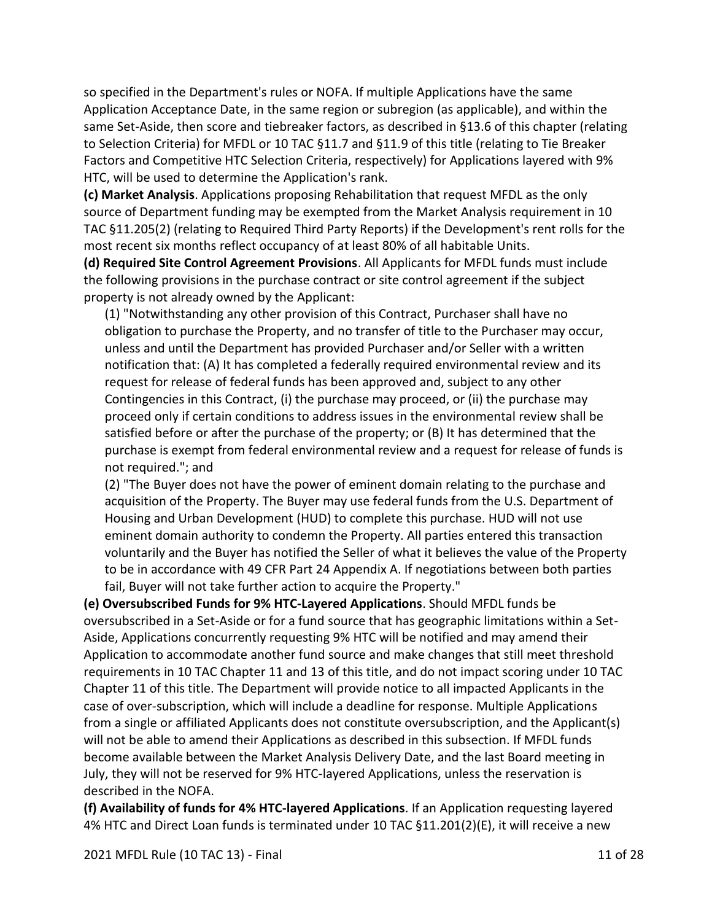so specified in the Department's rules or NOFA. If multiple Applications have the same Application Acceptance Date, in the same region or subregion (as applicable), and within the same Set-Aside, then score and tiebreaker factors, as described in §13.6 of this chapter (relating to Selection Criteria) for MFDL or 10 TAC §11.7 and §11.9 of this title (relating to Tie Breaker Factors and Competitive HTC Selection Criteria, respectively) for Applications layered with 9% HTC, will be used to determine the Application's rank.

**(c) Market Analysis**. Applications proposing Rehabilitation that request MFDL as the only source of Department funding may be exempted from the Market Analysis requirement in 10 TAC §11.205(2) (relating to Required Third Party Reports) if the Development's rent rolls for the most recent six months reflect occupancy of at least 80% of all habitable Units.

**(d) Required Site Control Agreement Provisions**. All Applicants for MFDL funds must include the following provisions in the purchase contract or site control agreement if the subject property is not already owned by the Applicant:

(1) "Notwithstanding any other provision of this Contract, Purchaser shall have no obligation to purchase the Property, and no transfer of title to the Purchaser may occur, unless and until the Department has provided Purchaser and/or Seller with a written notification that: (A) It has completed a federally required environmental review and its request for release of federal funds has been approved and, subject to any other Contingencies in this Contract, (i) the purchase may proceed, or (ii) the purchase may proceed only if certain conditions to address issues in the environmental review shall be satisfied before or after the purchase of the property; or (B) It has determined that the purchase is exempt from federal environmental review and a request for release of funds is not required."; and

(2) "The Buyer does not have the power of eminent domain relating to the purchase and acquisition of the Property. The Buyer may use federal funds from the U.S. Department of Housing and Urban Development (HUD) to complete this purchase. HUD will not use eminent domain authority to condemn the Property. All parties entered this transaction voluntarily and the Buyer has notified the Seller of what it believes the value of the Property to be in accordance with 49 CFR Part 24 Appendix A. If negotiations between both parties fail, Buyer will not take further action to acquire the Property."

**(e) Oversubscribed Funds for 9% HTC-Layered Applications**. Should MFDL funds be oversubscribed in a Set-Aside or for a fund source that has geographic limitations within a Set-Aside, Applications concurrently requesting 9% HTC will be notified and may amend their Application to accommodate another fund source and make changes that still meet threshold requirements in 10 TAC Chapter 11 and 13 of this title, and do not impact scoring under 10 TAC Chapter 11 of this title. The Department will provide notice to all impacted Applicants in the case of over-subscription, which will include a deadline for response. Multiple Applications from a single or affiliated Applicants does not constitute oversubscription, and the Applicant(s) will not be able to amend their Applications as described in this subsection. If MFDL funds become available between the Market Analysis Delivery Date, and the last Board meeting in July, they will not be reserved for 9% HTC-layered Applications, unless the reservation is described in the NOFA.

**(f) Availability of funds for 4% HTC-layered Applications**. If an Application requesting layered 4% HTC and Direct Loan funds is terminated under 10 TAC §11.201(2)(E), it will receive a new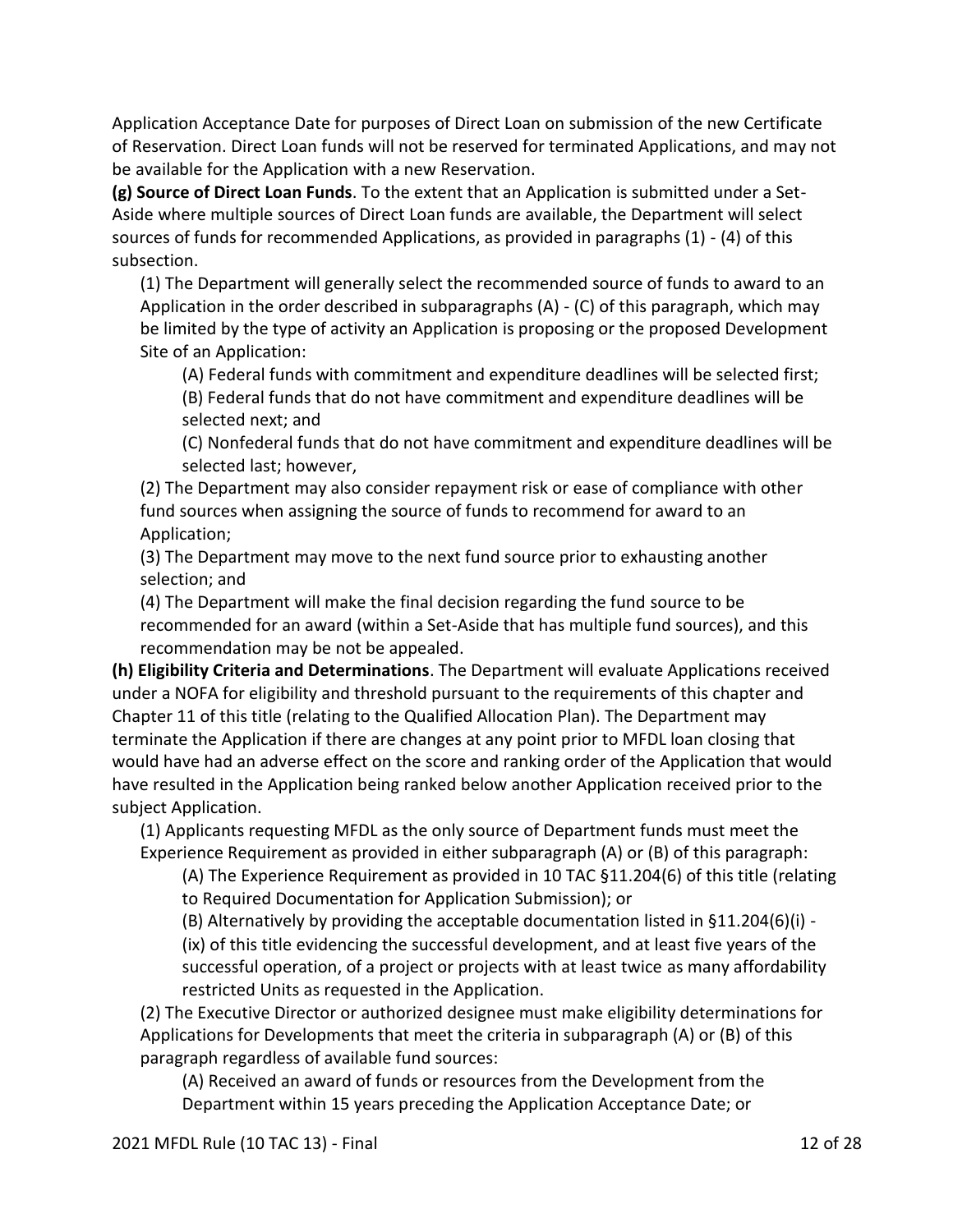Application Acceptance Date for purposes of Direct Loan on submission of the new Certificate of Reservation. Direct Loan funds will not be reserved for terminated Applications, and may not be available for the Application with a new Reservation.

**(g) Source of Direct Loan Funds**. To the extent that an Application is submitted under a Set-Aside where multiple sources of Direct Loan funds are available, the Department will select sources of funds for recommended Applications, as provided in paragraphs (1) - (4) of this subsection.

(1) The Department will generally select the recommended source of funds to award to an Application in the order described in subparagraphs (A) - (C) of this paragraph, which may be limited by the type of activity an Application is proposing or the proposed Development Site of an Application:

(A) Federal funds with commitment and expenditure deadlines will be selected first;

(B) Federal funds that do not have commitment and expenditure deadlines will be selected next; and

(C) Nonfederal funds that do not have commitment and expenditure deadlines will be selected last; however,

(2) The Department may also consider repayment risk or ease of compliance with other fund sources when assigning the source of funds to recommend for award to an Application;

(3) The Department may move to the next fund source prior to exhausting another selection; and

(4) The Department will make the final decision regarding the fund source to be recommended for an award (within a Set-Aside that has multiple fund sources), and this recommendation may be not be appealed.

**(h) Eligibility Criteria and Determinations**. The Department will evaluate Applications received under a NOFA for eligibility and threshold pursuant to the requirements of this chapter and Chapter 11 of this title (relating to the Qualified Allocation Plan). The Department may terminate the Application if there are changes at any point prior to MFDL loan closing that would have had an adverse effect on the score and ranking order of the Application that would have resulted in the Application being ranked below another Application received prior to the subject Application.

(1) Applicants requesting MFDL as the only source of Department funds must meet the Experience Requirement as provided in either subparagraph (A) or (B) of this paragraph:

(A) The Experience Requirement as provided in 10 TAC §11.204(6) of this title (relating to Required Documentation for Application Submission); or

(B) Alternatively by providing the acceptable documentation listed in §11.204(6)(i) - (ix) of this title evidencing the successful development, and at least five years of the successful operation, of a project or projects with at least twice as many affordability restricted Units as requested in the Application.

(2) The Executive Director or authorized designee must make eligibility determinations for Applications for Developments that meet the criteria in subparagraph (A) or (B) of this paragraph regardless of available fund sources:

(A) Received an award of funds or resources from the Development from the Department within 15 years preceding the Application Acceptance Date; or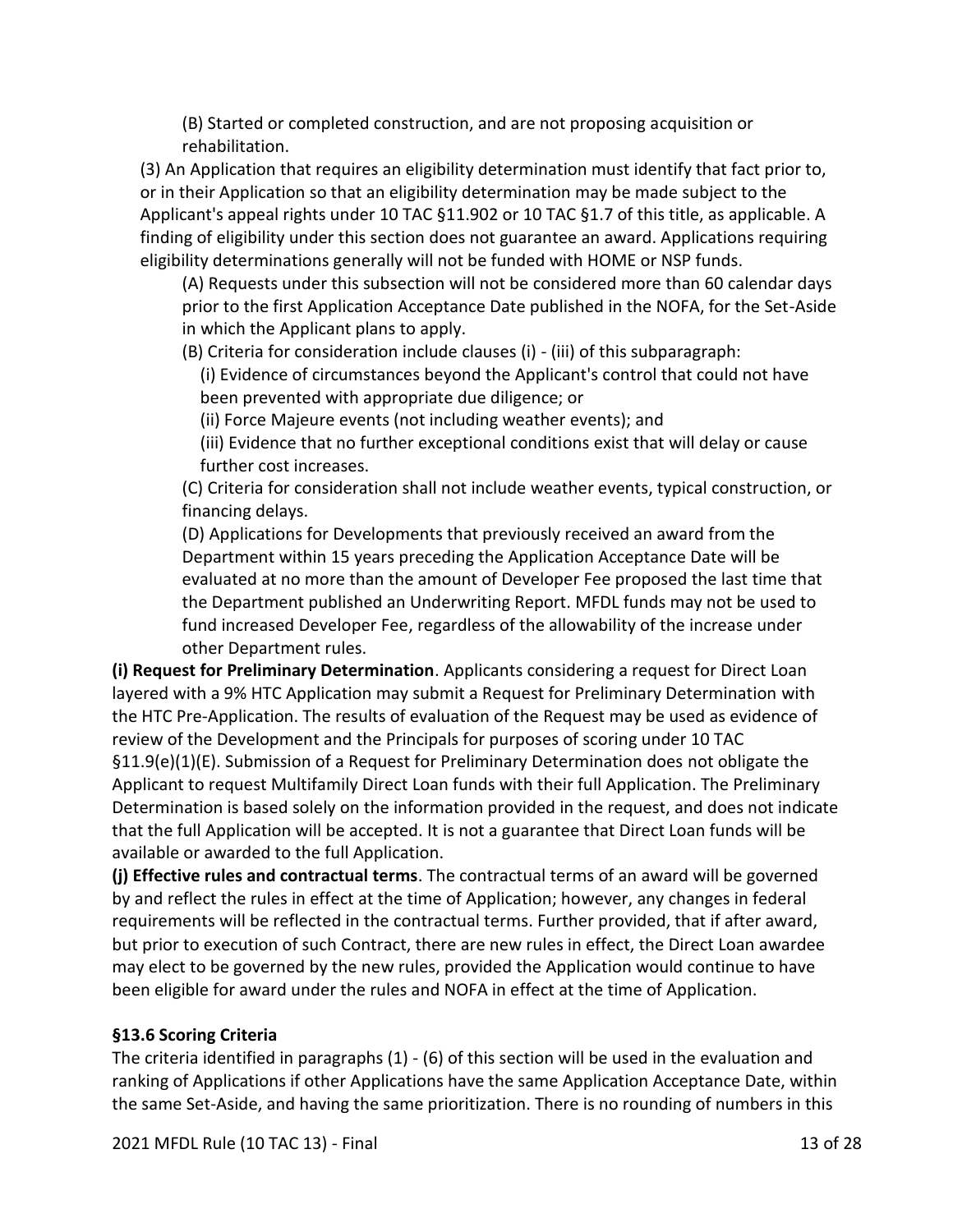(B) Started or completed construction, and are not proposing acquisition or rehabilitation.

(3) An Application that requires an eligibility determination must identify that fact prior to, or in their Application so that an eligibility determination may be made subject to the Applicant's appeal rights under 10 TAC §11.902 or 10 TAC §1.7 of this title, as applicable. A finding of eligibility under this section does not guarantee an award. Applications requiring eligibility determinations generally will not be funded with HOME or NSP funds.

(A) Requests under this subsection will not be considered more than 60 calendar days prior to the first Application Acceptance Date published in the NOFA, for the Set-Aside in which the Applicant plans to apply.

(B) Criteria for consideration include clauses (i) - (iii) of this subparagraph:

(i) Evidence of circumstances beyond the Applicant's control that could not have been prevented with appropriate due diligence; or

(ii) Force Majeure events (not including weather events); and

(iii) Evidence that no further exceptional conditions exist that will delay or cause further cost increases.

(C) Criteria for consideration shall not include weather events, typical construction, or financing delays.

(D) Applications for Developments that previously received an award from the Department within 15 years preceding the Application Acceptance Date will be evaluated at no more than the amount of Developer Fee proposed the last time that the Department published an Underwriting Report. MFDL funds may not be used to fund increased Developer Fee, regardless of the allowability of the increase under other Department rules.

**(i) Request for Preliminary Determination**. Applicants considering a request for Direct Loan layered with a 9% HTC Application may submit a Request for Preliminary Determination with the HTC Pre-Application. The results of evaluation of the Request may be used as evidence of review of the Development and the Principals for purposes of scoring under 10 TAC §11.9(e)(1)(E). Submission of a Request for Preliminary Determination does not obligate the Applicant to request Multifamily Direct Loan funds with their full Application. The Preliminary Determination is based solely on the information provided in the request, and does not indicate that the full Application will be accepted. It is not a guarantee that Direct Loan funds will be available or awarded to the full Application.

**(j) Effective rules and contractual terms**. The contractual terms of an award will be governed by and reflect the rules in effect at the time of Application; however, any changes in federal requirements will be reflected in the contractual terms. Further provided, that if after award, but prior to execution of such Contract, there are new rules in effect, the Direct Loan awardee may elect to be governed by the new rules, provided the Application would continue to have been eligible for award under the rules and NOFA in effect at the time of Application.

## §13.6 Scoring Criteria

The criteria identified in paragraphs (1) - (6) of this section will be used in the evaluation and ranking of Applications if other Applications have the same Application Acceptance Date, within the same Set-Aside, and having the same prioritization. There is no rounding of numbers in this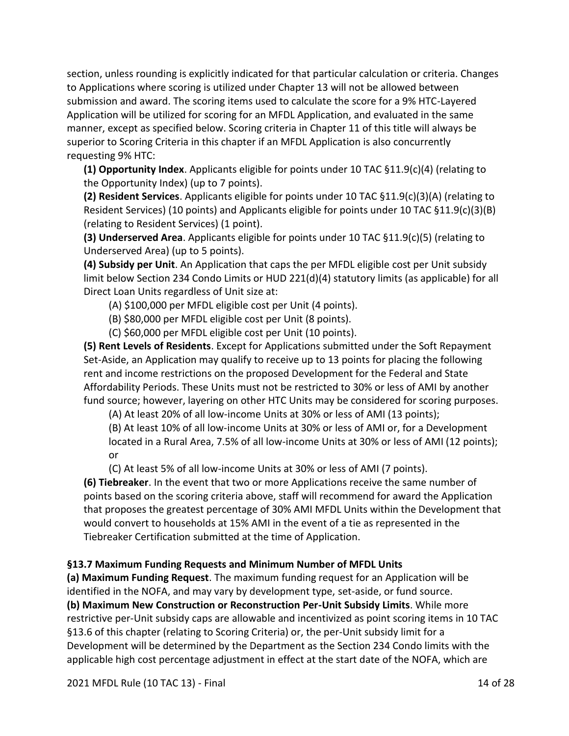section, unless rounding is explicitly indicated for that particular calculation or criteria. Changes to Applications where scoring is utilized under Chapter 13 will not be allowed between submission and award. The scoring items used to calculate the score for a 9% HTC-Layered Application will be utilized for scoring for an MFDL Application, and evaluated in the same manner, except as specified below. Scoring criteria in Chapter 11 of this title will always be superior to Scoring Criteria in this chapter if an MFDL Application is also concurrently requesting 9% HTC:

**(1) Opportunity Index**. Applicants eligible for points under 10 TAC §11.9(c)(4) (relating to the Opportunity Index) (up to 7 points).

**(2) Resident Services**. Applicants eligible for points under 10 TAC §11.9(c)(3)(A) (relating to Resident Services) (10 points) and Applicants eligible for points under 10 TAC §11.9(c)(3)(B) (relating to Resident Services) (1 point).

**(3) Underserved Area**. Applicants eligible for points under 10 TAC §11.9(c)(5) (relating to Underserved Area) (up to 5 points).

**(4) Subsidy per Unit**. An Application that caps the per MFDL eligible cost per Unit subsidy limit below Section 234 Condo Limits or HUD 221(d)(4) statutory limits (as applicable) for all Direct Loan Units regardless of Unit size at:

(A) $100,000 per MFDL eligible cost per Unit (4 points).

(B) $80,000 per MFDL eligible cost per Unit (8 points).

(C) $60,000 per MFDL eligible cost per Unit (10 points).

**(5) Rent Levels of Residents**. Except for Applications submitted under the Soft Repayment Set-Aside, an Application may qualify to receive up to 13 points for placing the following rent and income restrictions on the proposed Development for the Federal and State Affordability Periods. These Units must not be restricted to 30% or less of AMI by another fund source; however, layering on other HTC Units may be considered for scoring purposes.

(A) At least 20% of all low-income Units at 30% or less of AMI (13 points);

(B) At least 10% of all low-income Units at 30% or less of AMI or, for a Development located in a Rural Area, 7.5% of all low-income Units at 30% or less of AMI (12 points); or

(C) At least 5% of all low-income Units at 30% or less of AMI (7 points).

**(6) Tiebreaker**. In the event that two or more Applications receive the same number of points based on the scoring criteria above, staff will recommend for award the Application that proposes the greatest percentage of 30% AMI MFDL Units within the Development that would convert to households at 15% AMI in the event of a tie as represented in the Tiebreaker Certification submitted at the time of Application.

### §13.7 Maximum Funding Requests and Minimum Number of MFDL Units

**(a) Maximum Funding Request**. The maximum funding request for an Application will be identified in the NOFA, and may vary by development type, set-aside, or fund source.

**(b) Maximum New Construction or Reconstruction Per-Unit Subsidy Limits**. While more restrictive per-Unit subsidy caps are allowable and incentivized as point scoring items in 10 TAC §13.6 of this chapter (relating to Scoring Criteria) or, the per-Unit subsidy limit for a Development will be determined by the Department as the Section 234 Condo limits with the applicable high cost percentage adjustment in effect at the start date of the NOFA, which are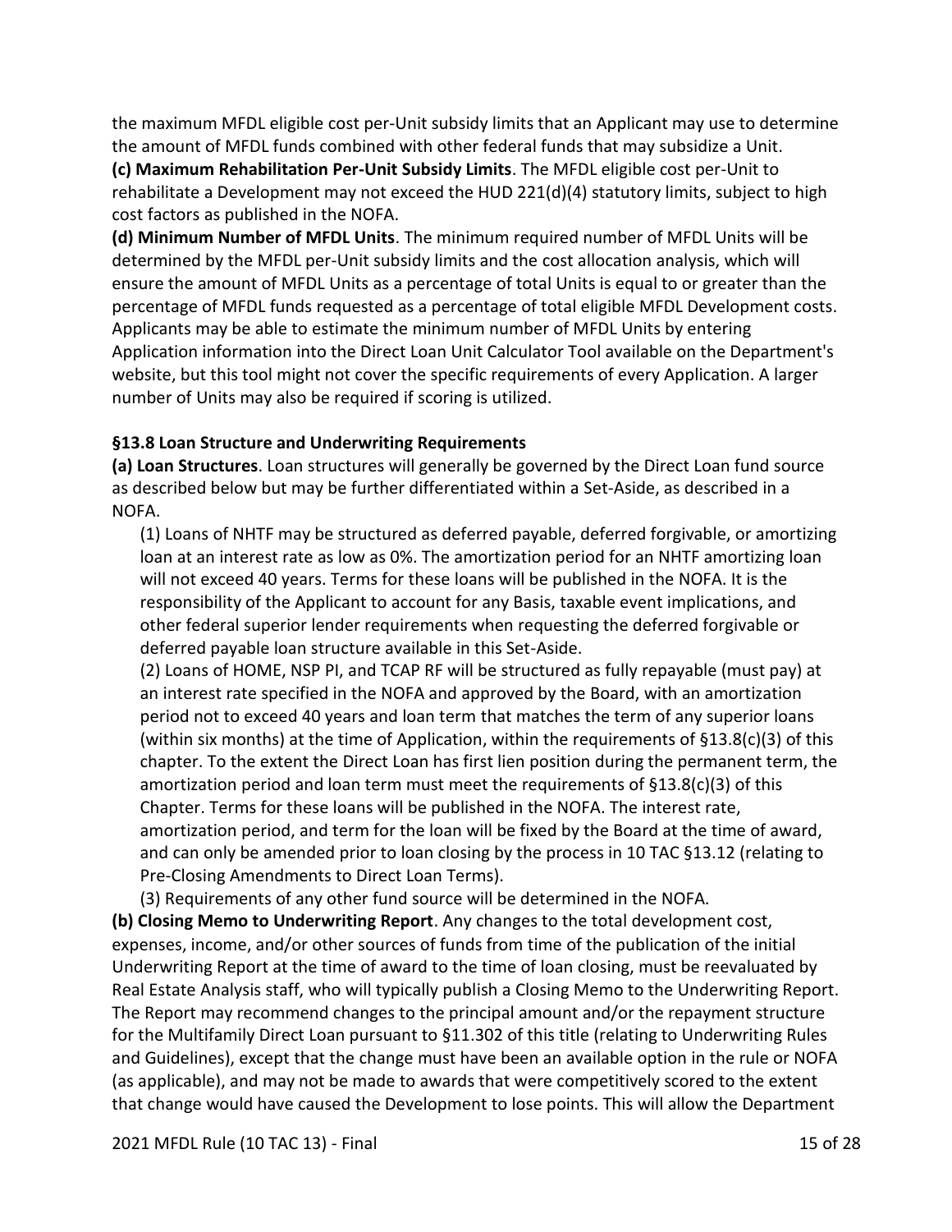the maximum MFDL eligible cost per-Unit subsidy limits that an Applicant may use to determine the amount of MFDL funds combined with other federal funds that may subsidize a Unit.

**(c) Maximum Rehabilitation Per-Unit Subsidy Limits**. The MFDL eligible cost per-Unit to rehabilitate a Development may not exceed the HUD 221(d)(4) statutory limits, subject to high cost factors as published in the NOFA.

**(d) Minimum Number of MFDL Units**. The minimum required number of MFDL Units will be determined by the MFDL per-Unit subsidy limits and the cost allocation analysis, which will ensure the amount of MFDL Units as a percentage of total Units is equal to or greater than the percentage of MFDL funds requested as a percentage of total eligible MFDL Development costs. Applicants may be able to estimate the minimum number of MFDL Units by entering Application information into the Direct Loan Unit Calculator Tool available on the Department's website, but this tool might not cover the specific requirements of every Application. A larger number of Units may also be required if scoring is utilized.

### §13.8 Loan Structure and Underwriting Requirements

**(a) Loan Structures**. Loan structures will generally be governed by the Direct Loan fund source as described below but may be further differentiated within a Set-Aside, as described in a NOFA.

(1) Loans of NHTF may be structured as deferred payable, deferred forgivable, or amortizing loan at an interest rate as low as 0%. The amortization period for an NHTF amortizing loan will not exceed 40 years. Terms for these loans will be published in the NOFA. It is the responsibility of the Applicant to account for any Basis, taxable event implications, and other federal superior lender requirements when requesting the deferred forgivable or deferred payable loan structure available in this Set-Aside.

(2) Loans of HOME, NSP PI, and TCAP RF will be structured as fully repayable (must pay) at an interest rate specified in the NOFA and approved by the Board, with an amortization period not to exceed 40 years and loan term that matches the term of any superior loans (within six months) at the time of Application, within the requirements of §13.8(c)(3) of this chapter. To the extent the Direct Loan has first lien position during the permanent term, the amortization period and loan term must meet the requirements of §13.8(c)(3) of this Chapter. Terms for these loans will be published in the NOFA. The interest rate, amortization period, and term for the loan will be fixed by the Board at the time of award, and can only be amended prior to loan closing by the process in 10 TAC §13.12 (relating to Pre-Closing Amendments to Direct Loan Terms).

(3) Requirements of any other fund source will be determined in the NOFA.

**(b) Closing Memo to Underwriting Report**. Any changes to the total development cost, expenses, income, and/or other sources of funds from time of the publication of the initial Underwriting Report at the time of award to the time of loan closing, must be reevaluated by Real Estate Analysis staff, who will typically publish a Closing Memo to the Underwriting Report. The Report may recommend changes to the principal amount and/or the repayment structure for the Multifamily Direct Loan pursuant to §11.302 of this title (relating to Underwriting Rules and Guidelines), except that the change must have been an available option in the rule or NOFA (as applicable), and may not be made to awards that were competitively scored to the extent that change would have caused the Development to lose points. This will allow the Department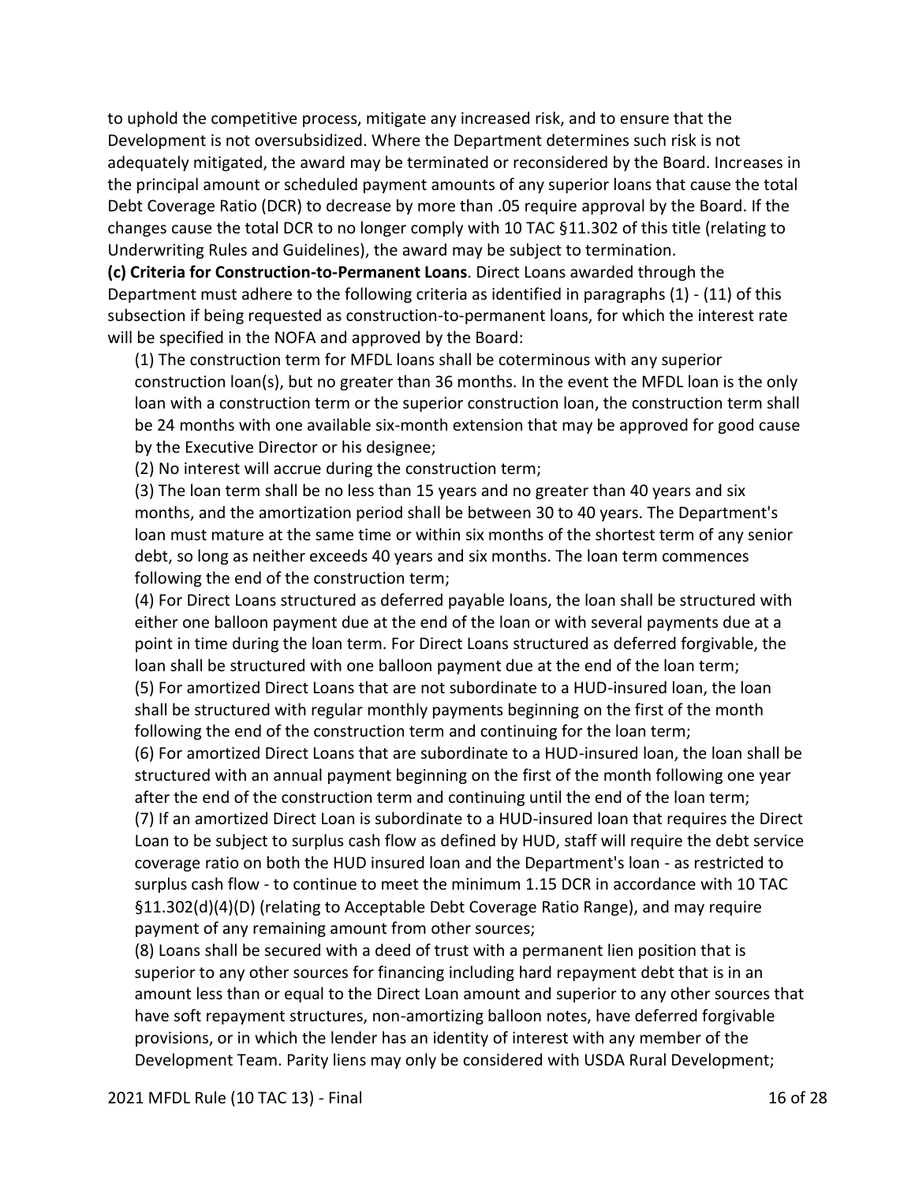to uphold the competitive process, mitigate any increased risk, and to ensure that the Development is not oversubsidized. Where the Department determines such risk is not adequately mitigated, the award may be terminated or reconsidered by the Board. Increases in the principal amount or scheduled payment amounts of any superior loans that cause the total Debt Coverage Ratio (DCR) to decrease by more than .05 require approval by the Board. If the changes cause the total DCR to no longer comply with 10 TAC §11.302 of this title (relating to Underwriting Rules and Guidelines), the award may be subject to termination.

**(c) Criteria for Construction-to-Permanent Loans**. Direct Loans awarded through the Department must adhere to the following criteria as identified in paragraphs (1) - (11) of this subsection if being requested as construction-to-permanent loans, for which the interest rate will be specified in the NOFA and approved by the Board:

(1) The construction term for MFDL loans shall be coterminous with any superior construction loan(s), but no greater than 36 months. In the event the MFDL loan is the only loan with a construction term or the superior construction loan, the construction term shall be 24 months with one available six-month extension that may be approved for good cause by the Executive Director or his designee;

(2) No interest will accrue during the construction term;

(3) The loan term shall be no less than 15 years and no greater than 40 years and six months, and the amortization period shall be between 30 to 40 years. The Department's loan must mature at the same time or within six months of the shortest term of any senior debt, so long as neither exceeds 40 years and six months. The loan term commences following the end of the construction term;

(4) For Direct Loans structured as deferred payable loans, the loan shall be structured with either one balloon payment due at the end of the loan or with several payments due at a point in time during the loan term. For Direct Loans structured as deferred forgivable, the loan shall be structured with one balloon payment due at the end of the loan term;

(5) For amortized Direct Loans that are not subordinate to a HUD-insured loan, the loan shall be structured with regular monthly payments beginning on the first of the month following the end of the construction term and continuing for the loan term;

(6) For amortized Direct Loans that are subordinate to a HUD-insured loan, the loan shall be structured with an annual payment beginning on the first of the month following one year after the end of the construction term and continuing until the end of the loan term;

(7) If an amortized Direct Loan is subordinate to a HUD-insured loan that requires the Direct Loan to be subject to surplus cash flow as defined by HUD, staff will require the debt service coverage ratio on both the HUD insured loan and the Department's loan - as restricted to surplus cash flow - to continue to meet the minimum 1.15 DCR in accordance with 10 TAC §11.302(d)(4)(D) (relating to Acceptable Debt Coverage Ratio Range), and may require payment of any remaining amount from other sources;

(8) Loans shall be secured with a deed of trust with a permanent lien position that is superior to any other sources for financing including hard repayment debt that is in an amount less than or equal to the Direct Loan amount and superior to any other sources that have soft repayment structures, non-amortizing balloon notes, have deferred forgivable provisions, or in which the lender has an identity of interest with any member of the Development Team. Parity liens may only be considered with USDA Rural Development;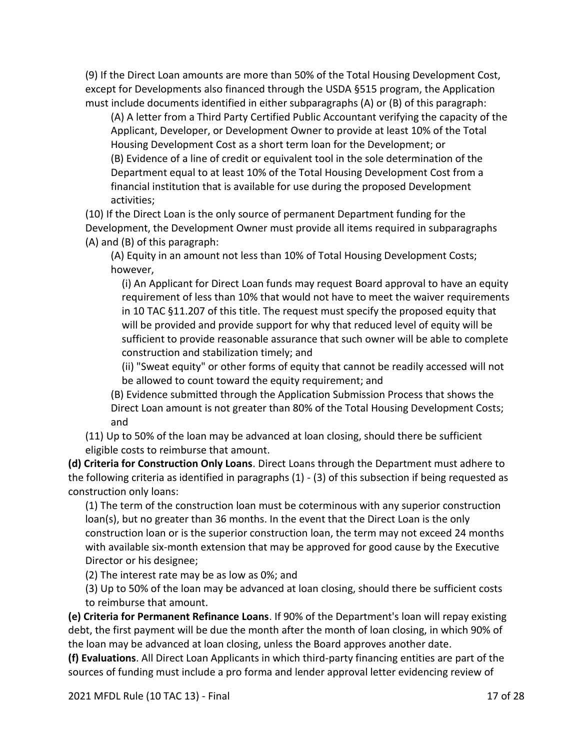(9) If the Direct Loan amounts are more than 50% of the Total Housing Development Cost, except for Developments also financed through the USDA §515 program, the Application must include documents identified in either subparagraphs (A) or (B) of this paragraph:

(A) A letter from a Third Party Certified Public Accountant verifying the capacity of the Applicant, Developer, or Development Owner to provide at least 10% of the Total Housing Development Cost as a short term loan for the Development; or

(B) Evidence of a line of credit or equivalent tool in the sole determination of the Department equal to at least 10% of the Total Housing Development Cost from a financial institution that is available for use during the proposed Development activities;

(10) If the Direct Loan is the only source of permanent Department funding for the Development, the Development Owner must provide all items required in subparagraphs (A) and (B) of this paragraph:

(A) Equity in an amount not less than 10% of Total Housing Development Costs; however,

(i) An Applicant for Direct Loan funds may request Board approval to have an equity requirement of less than 10% that would not have to meet the waiver requirements in 10 TAC §11.207 of this title. The request must specify the proposed equity that will be provided and provide support for why that reduced level of equity will be sufficient to provide reasonable assurance that such owner will be able to complete construction and stabilization timely; and

(ii) "Sweat equity" or other forms of equity that cannot be readily accessed will not be allowed to count toward the equity requirement; and

(B) Evidence submitted through the Application Submission Process that shows the Direct Loan amount is not greater than 80% of the Total Housing Development Costs; and

(11) Up to 50% of the loan may be advanced at loan closing, should there be sufficient eligible costs to reimburse that amount.

**(d) Criteria for Construction Only Loans**. Direct Loans through the Department must adhere to the following criteria as identified in paragraphs (1) - (3) of this subsection if being requested as construction only loans:

(1) The term of the construction loan must be coterminous with any superior construction loan(s), but no greater than 36 months. In the event that the Direct Loan is the only construction loan or is the superior construction loan, the term may not exceed 24 months with available six-month extension that may be approved for good cause by the Executive Director or his designee;

(2) The interest rate may be as low as 0%; and

(3) Up to 50% of the loan may be advanced at loan closing, should there be sufficient costs to reimburse that amount.

**(e) Criteria for Permanent Refinance Loans**. If 90% of the Department's loan will repay existing debt, the first payment will be due the month after the month of loan closing, in which 90% of the loan may be advanced at loan closing, unless the Board approves another date.

**(f) Evaluations**. All Direct Loan Applicants in which third-party financing entities are part of the sources of funding must include a pro forma and lender approval letter evidencing review of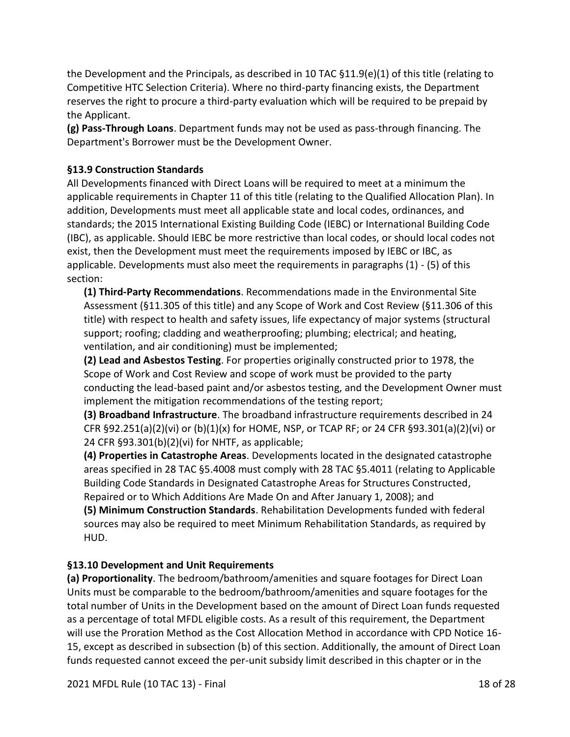the Development and the Principals, as described in 10 TAC §11.9(e)(1) of this title (relating to Competitive HTC Selection Criteria). Where no third-party financing exists, the Department reserves the right to procure a third-party evaluation which will be required to be prepaid by the Applicant.

**(g) Pass-Through Loans**. Department funds may not be used as pass-through financing. The Department's Borrower must be the Development Owner.

### §13.9 Construction Standards

All Developments financed with Direct Loans will be required to meet at a minimum the applicable requirements in Chapter 11 of this title (relating to the Qualified Allocation Plan). In addition, Developments must meet all applicable state and local codes, ordinances, and standards; the 2015 International Existing Building Code (IEBC) or International Building Code (IBC), as applicable. Should IEBC be more restrictive than local codes, or should local codes not exist, then the Development must meet the requirements imposed by IEBC or IBC, as applicable. Developments must also meet the requirements in paragraphs (1) - (5) of this section:

**(1) Third-Party Recommendations**. Recommendations made in the Environmental Site Assessment (§11.305 of this title) and any Scope of Work and Cost Review (§11.306 of this title) with respect to health and safety issues, life expectancy of major systems (structural support; roofing; cladding and weatherproofing; plumbing; electrical; and heating, ventilation, and air conditioning) must be implemented;

**(2) Lead and Asbestos Testing**. For properties originally constructed prior to 1978, the Scope of Work and Cost Review and scope of work must be provided to the party conducting the lead-based paint and/or asbestos testing, and the Development Owner must implement the mitigation recommendations of the testing report;

**(3) Broadband Infrastructure**. The broadband infrastructure requirements described in 24 CFR §92.251(a)(2)(vi) or (b)(1)(x) for HOME, NSP, or TCAP RF; or 24 CFR §93.301(a)(2)(vi) or 24 CFR §93.301(b)(2)(vi) for NHTF, as applicable;

**(4) Properties in Catastrophe Areas**. Developments located in the designated catastrophe areas specified in 28 TAC §5.4008 must comply with 28 TAC §5.4011 (relating to Applicable Building Code Standards in Designated Catastrophe Areas for Structures Constructed, Repaired or to Which Additions Are Made On and After January 1, 2008); and

**(5) Minimum Construction Standards**. Rehabilitation Developments funded with federal sources may also be required to meet Minimum Rehabilitation Standards, as required by HUD.

### §13.10 Development and Unit Requirements

**(a) Proportionality**. The bedroom/bathroom/amenities and square footages for Direct Loan Units must be comparable to the bedroom/bathroom/amenities and square footages for the total number of Units in the Development based on the amount of Direct Loan funds requested as a percentage of total MFDL eligible costs. As a result of this requirement, the Department will use the Proration Method as the Cost Allocation Method in accordance with CPD Notice 16-15, except as described in subsection (b) of this section. Additionally, the amount of Direct Loan funds requested cannot exceed the per-unit subsidy limit described in this chapter or in the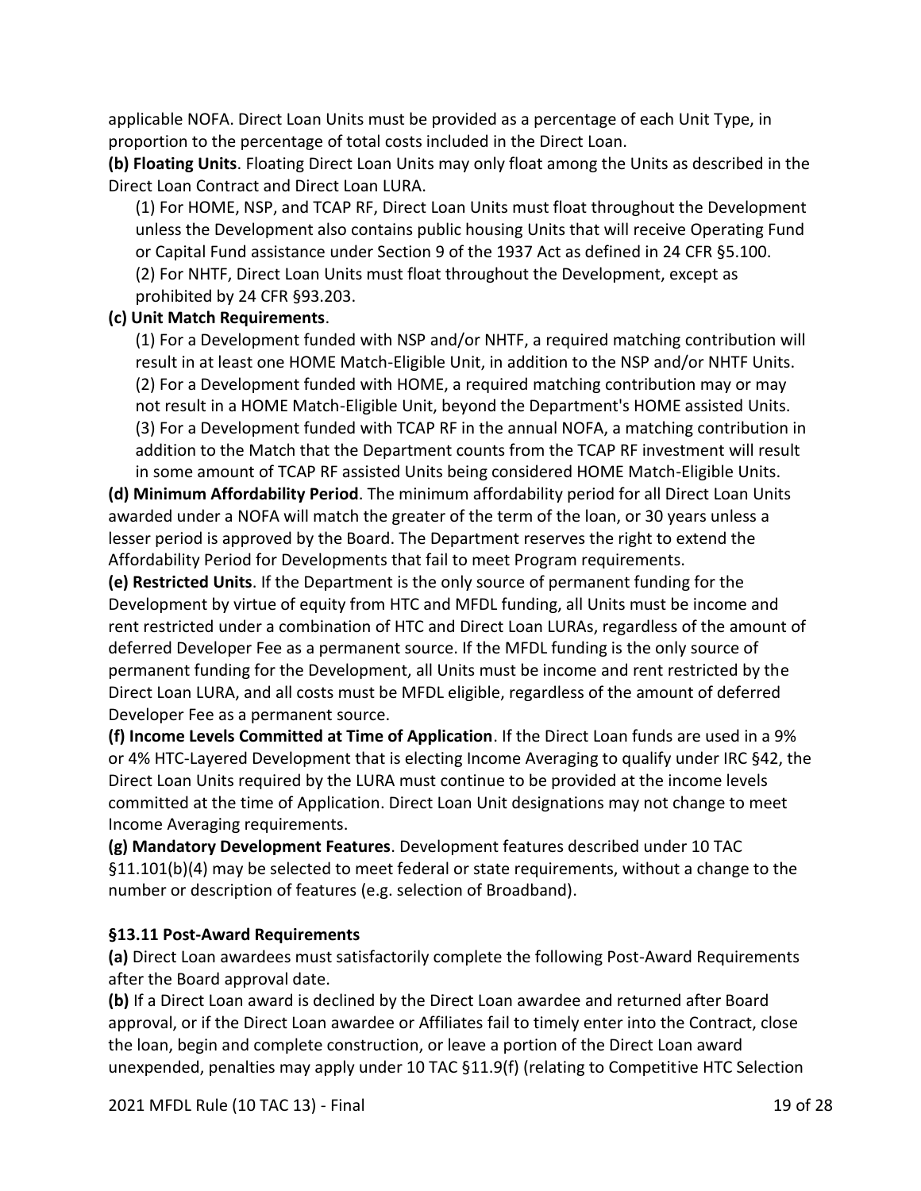applicable NOFA. Direct Loan Units must be provided as a percentage of each Unit Type, in proportion to the percentage of total costs included in the Direct Loan.

**(b) Floating Units**. Floating Direct Loan Units may only float among the Units as described in the Direct Loan Contract and Direct Loan LURA.

(1) For HOME, NSP, and TCAP RF, Direct Loan Units must float throughout the Development unless the Development also contains public housing Units that will receive Operating Fund or Capital Fund assistance under Section 9 of the 1937 Act as defined in 24 CFR §5.100.

(2) For NHTF, Direct Loan Units must float throughout the Development, except as prohibited by 24 CFR §93.203.

**(c) Unit Match Requirements**.

(1) For a Development funded with NSP and/or NHTF, a required matching contribution will result in at least one HOME Match-Eligible Unit, in addition to the NSP and/or NHTF Units.

(2) For a Development funded with HOME, a required matching contribution may or may not result in a HOME Match-Eligible Unit, beyond the Department's HOME assisted Units.

(3) For a Development funded with TCAP RF in the annual NOFA, a matching contribution in addition to the Match that the Department counts from the TCAP RF investment will result in some amount of TCAP RF assisted Units being considered HOME Match-Eligible Units.

**(d) Minimum Affordability Period**. The minimum affordability period for all Direct Loan Units awarded under a NOFA will match the greater of the term of the loan, or 30 years unless a lesser period is approved by the Board. The Department reserves the right to extend the Affordability Period for Developments that fail to meet Program requirements.

**(e) Restricted Units**. If the Department is the only source of permanent funding for the Development by virtue of equity from HTC and MFDL funding, all Units must be income and rent restricted under a combination of HTC and Direct Loan LURAs, regardless of the amount of deferred Developer Fee as a permanent source. If the MFDL funding is the only source of permanent funding for the Development, all Units must be income and rent restricted by the Direct Loan LURA, and all costs must be MFDL eligible, regardless of the amount of deferred Developer Fee as a permanent source.

**(f) Income Levels Committed at Time of Application**. If the Direct Loan funds are used in a 9% or 4% HTC-Layered Development that is electing Income Averaging to qualify under IRC §42, the Direct Loan Units required by the LURA must continue to be provided at the income levels committed at the time of Application. Direct Loan Unit designations may not change to meet Income Averaging requirements.

**(g) Mandatory Development Features**. Development features described under 10 TAC §11.101(b)(4) may be selected to meet federal or state requirements, without a change to the number or description of features (e.g. selection of Broadband).

### §13.11 Post-Award Requirements

**(a)** Direct Loan awardees must satisfactorily complete the following Post-Award Requirements after the Board approval date.

**(b)** If a Direct Loan award is declined by the Direct Loan awardee and returned after Board approval, or if the Direct Loan awardee or Affiliates fail to timely enter into the Contract, close the loan, begin and complete construction, or leave a portion of the Direct Loan award unexpended, penalties may apply under 10 TAC §11.9(f) (relating to Competitive HTC Selection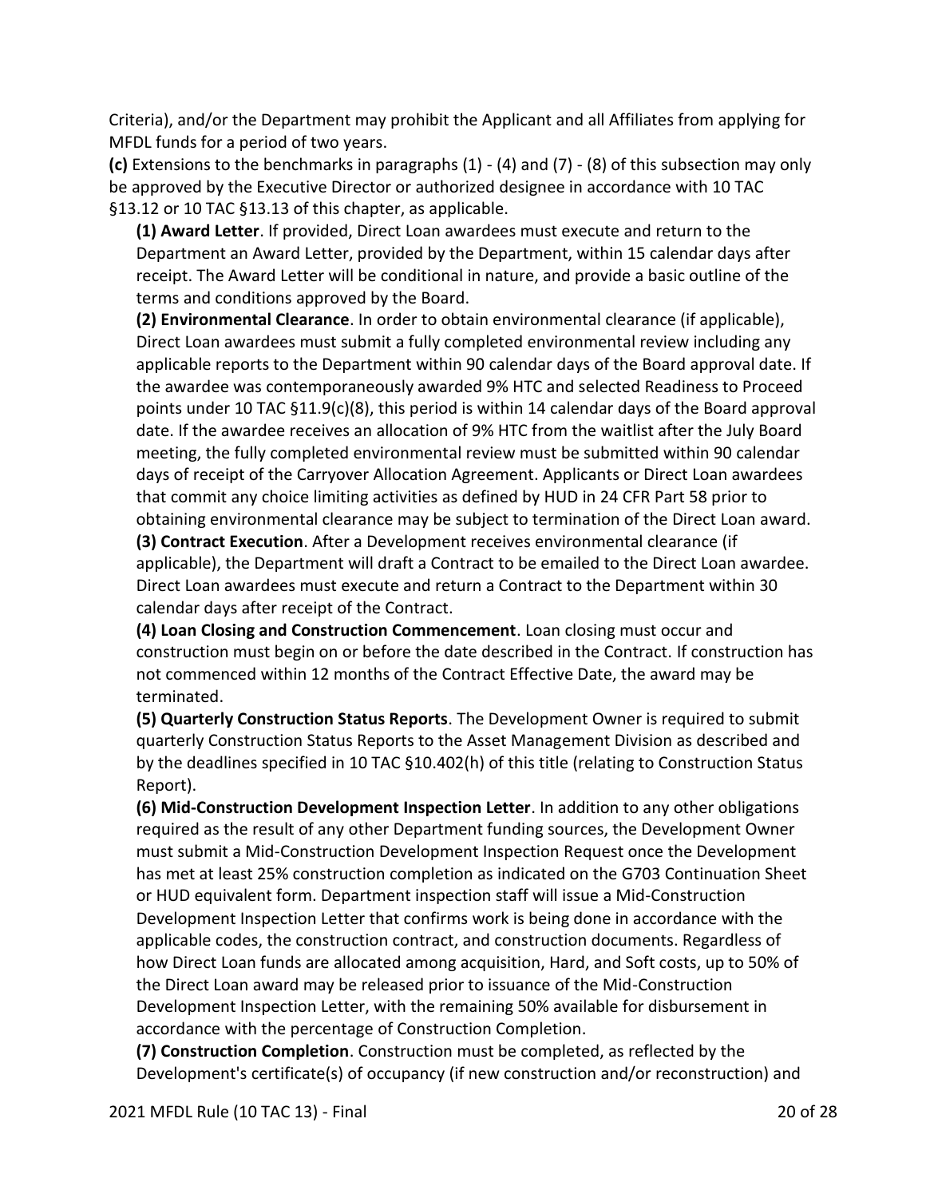Criteria), and/or the Department may prohibit the Applicant and all Affiliates from applying for MFDL funds for a period of two years.

**(c)** Extensions to the benchmarks in paragraphs (1) - (4) and (7) - (8) of this subsection may only be approved by the Executive Director or authorized designee in accordance with 10 TAC §13.12 or 10 TAC §13.13 of this chapter, as applicable.

**(1) Award Letter**. If provided, Direct Loan awardees must execute and return to the Department an Award Letter, provided by the Department, within 15 calendar days after receipt. The Award Letter will be conditional in nature, and provide a basic outline of the terms and conditions approved by the Board.

**(2) Environmental Clearance**. In order to obtain environmental clearance (if applicable), Direct Loan awardees must submit a fully completed environmental review including any applicable reports to the Department within 90 calendar days of the Board approval date. If the awardee was contemporaneously awarded 9% HTC and selected Readiness to Proceed points under 10 TAC §11.9(c)(8), this period is within 14 calendar days of the Board approval date. If the awardee receives an allocation of 9% HTC from the waitlist after the July Board meeting, the fully completed environmental review must be submitted within 90 calendar days of receipt of the Carryover Allocation Agreement. Applicants or Direct Loan awardees that commit any choice limiting activities as defined by HUD in 24 CFR Part 58 prior to obtaining environmental clearance may be subject to termination of the Direct Loan award.

**(3) Contract Execution**. After a Development receives environmental clearance (if applicable), the Department will draft a Contract to be emailed to the Direct Loan awardee. Direct Loan awardees must execute and return a Contract to the Department within 30 calendar days after receipt of the Contract.

**(4) Loan Closing and Construction Commencement**. Loan closing must occur and construction must begin on or before the date described in the Contract. If construction has not commenced within 12 months of the Contract Effective Date, the award may be terminated.

**(5) Quarterly Construction Status Reports**. The Development Owner is required to submit quarterly Construction Status Reports to the Asset Management Division as described and by the deadlines specified in 10 TAC §10.402(h) of this title (relating to Construction Status Report).

**(6) Mid-Construction Development Inspection Letter**. In addition to any other obligations required as the result of any other Department funding sources, the Development Owner must submit a Mid-Construction Development Inspection Request once the Development has met at least 25% construction completion as indicated on the G703 Continuation Sheet or HUD equivalent form. Department inspection staff will issue a Mid-Construction Development Inspection Letter that confirms work is being done in accordance with the applicable codes, the construction contract, and construction documents. Regardless of how Direct Loan funds are allocated among acquisition, Hard, and Soft costs, up to 50% of the Direct Loan award may be released prior to issuance of the Mid-Construction Development Inspection Letter, with the remaining 50% available for disbursement in accordance with the percentage of Construction Completion.

**(7) Construction Completion**. Construction must be completed, as reflected by the Development's certificate(s) of occupancy (if new construction and/or reconstruction) and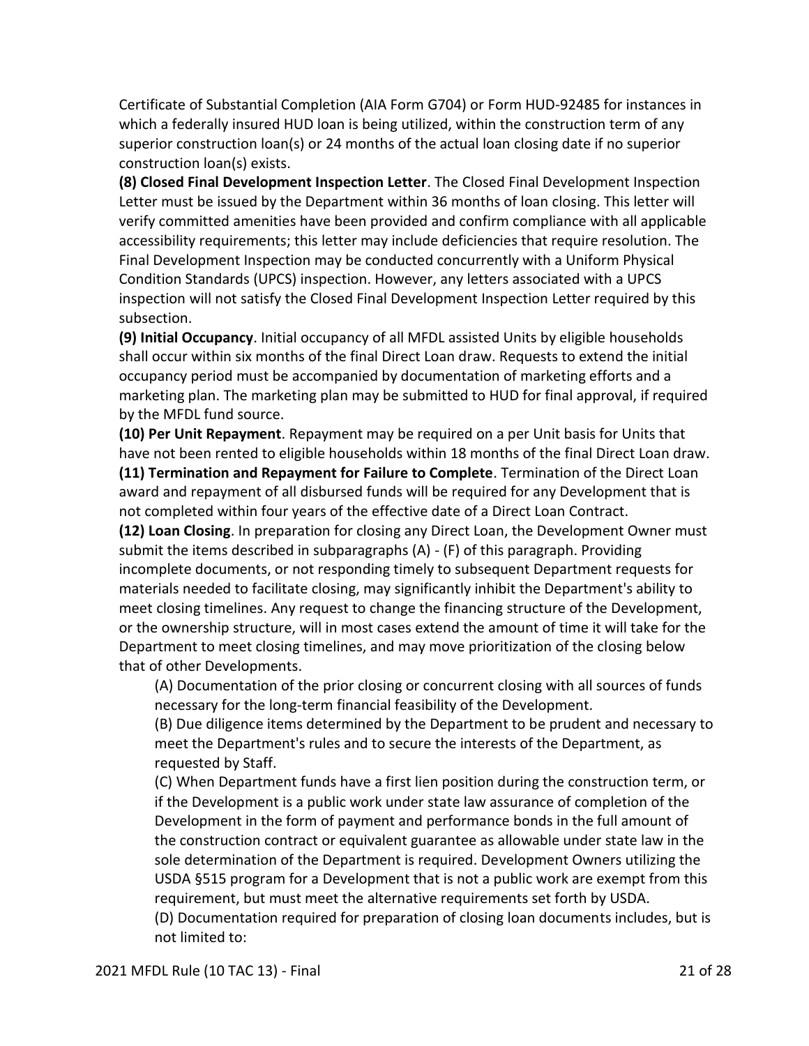Certificate of Substantial Completion (AIA Form G704) or Form HUD-92485 for instances in which a federally insured HUD loan is being utilized, within the construction term of any superior construction loan(s) or 24 months of the actual loan closing date if no superior construction loan(s) exists.

**(8) Closed Final Development Inspection Letter**. The Closed Final Development Inspection Letter must be issued by the Department within 36 months of loan closing. This letter will verify committed amenities have been provided and confirm compliance with all applicable accessibility requirements; this letter may include deficiencies that require resolution. The Final Development Inspection may be conducted concurrently with a Uniform Physical Condition Standards (UPCS) inspection. However, any letters associated with a UPCS inspection will not satisfy the Closed Final Development Inspection Letter required by this subsection.

**(9) Initial Occupancy**. Initial occupancy of all MFDL assisted Units by eligible households shall occur within six months of the final Direct Loan draw. Requests to extend the initial occupancy period must be accompanied by documentation of marketing efforts and a marketing plan. The marketing plan may be submitted to HUD for final approval, if required by the MFDL fund source.

**(10) Per Unit Repayment**. Repayment may be required on a per Unit basis for Units that have not been rented to eligible households within 18 months of the final Direct Loan draw.

**(11) Termination and Repayment for Failure to Complete**. Termination of the Direct Loan award and repayment of all disbursed funds will be required for any Development that is not completed within four years of the effective date of a Direct Loan Contract.

**(12) Loan Closing**. In preparation for closing any Direct Loan, the Development Owner must submit the items described in subparagraphs (A) - (F) of this paragraph. Providing incomplete documents, or not responding timely to subsequent Department requests for materials needed to facilitate closing, may significantly inhibit the Department's ability to meet closing timelines. Any request to change the financing structure of the Development, or the ownership structure, will in most cases extend the amount of time it will take for the Department to meet closing timelines, and may move prioritization of the closing below that of other Developments.

(A) Documentation of the prior closing or concurrent closing with all sources of funds necessary for the long-term financial feasibility of the Development.

(B) Due diligence items determined by the Department to be prudent and necessary to meet the Department's rules and to secure the interests of the Department, as requested by Staff.

(C) When Department funds have a first lien position during the construction term, or if the Development is a public work under state law assurance of completion of the Development in the form of payment and performance bonds in the full amount of the construction contract or equivalent guarantee as allowable under state law in the sole determination of the Department is required. Development Owners utilizing the USDA §515 program for a Development that is not a public work are exempt from this requirement, but must meet the alternative requirements set forth by USDA.

(D) Documentation required for preparation of closing loan documents includes, but is not limited to: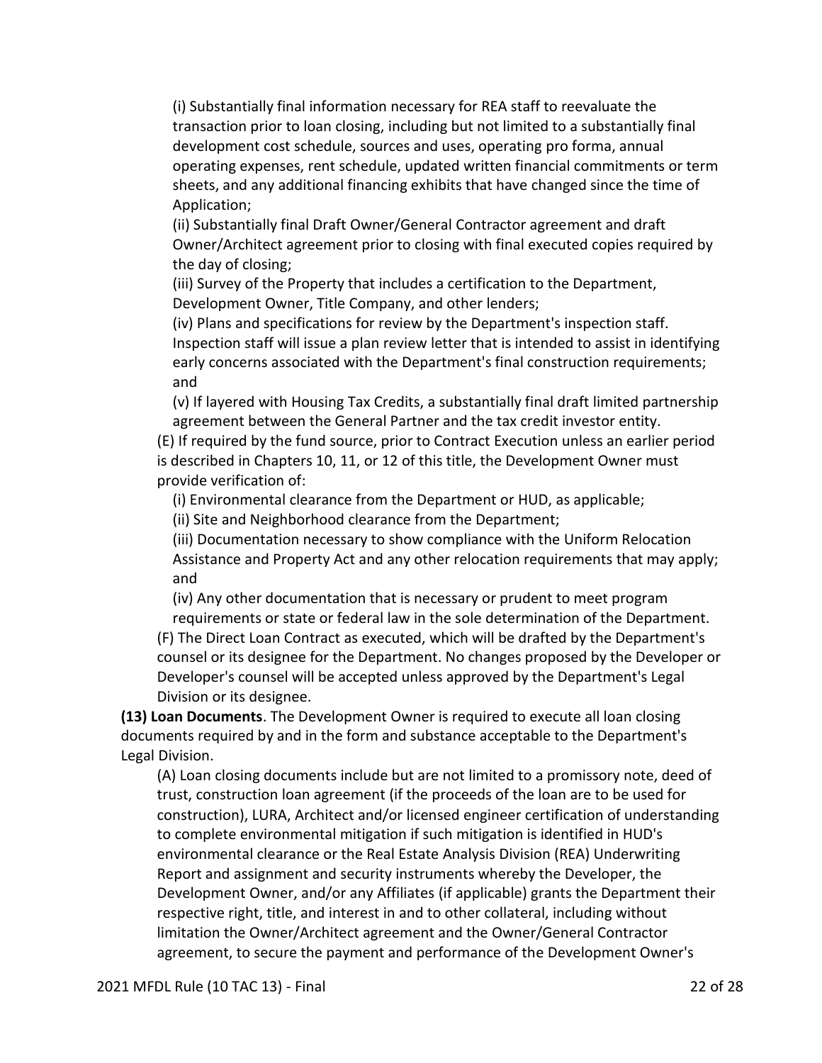(i) Substantially final information necessary for REA staff to reevaluate the transaction prior to loan closing, including but not limited to a substantially final development cost schedule, sources and uses, operating pro forma, annual operating expenses, rent schedule, updated written financial commitments or term sheets, and any additional financing exhibits that have changed since the time of Application;

(ii) Substantially final Draft Owner/General Contractor agreement and draft Owner/Architect agreement prior to closing with final executed copies required by the day of closing;

(iii) Survey of the Property that includes a certification to the Department, Development Owner, Title Company, and other lenders;

(iv) Plans and specifications for review by the Department's inspection staff. Inspection staff will issue a plan review letter that is intended to assist in identifying early concerns associated with the Department's final construction requirements; and

(v) If layered with Housing Tax Credits, a substantially final draft limited partnership agreement between the General Partner and the tax credit investor entity.

(E) If required by the fund source, prior to Contract Execution unless an earlier period is described in Chapters 10, 11, or 12 of this title, the Development Owner must provide verification of:

(i) Environmental clearance from the Department or HUD, as applicable;

(ii) Site and Neighborhood clearance from the Department;

(iii) Documentation necessary to show compliance with the Uniform Relocation Assistance and Property Act and any other relocation requirements that may apply; and

(iv) Any other documentation that is necessary or prudent to meet program requirements or state or federal law in the sole determination of the Department.

(F) The Direct Loan Contract as executed, which will be drafted by the Department's counsel or its designee for the Department. No changes proposed by the Developer or Developer's counsel will be accepted unless approved by the Department's Legal Division or its designee.

**(13) Loan Documents**. The Development Owner is required to execute all loan closing documents required by and in the form and substance acceptable to the Department's Legal Division.

(A) Loan closing documents include but are not limited to a promissory note, deed of trust, construction loan agreement (if the proceeds of the loan are to be used for construction), LURA, Architect and/or licensed engineer certification of understanding to complete environmental mitigation if such mitigation is identified in HUD's environmental clearance or the Real Estate Analysis Division (REA) Underwriting Report and assignment and security instruments whereby the Developer, the Development Owner, and/or any Affiliates (if applicable) grants the Department their respective right, title, and interest in and to other collateral, including without limitation the Owner/Architect agreement and the Owner/General Contractor agreement, to secure the payment and performance of the Development Owner's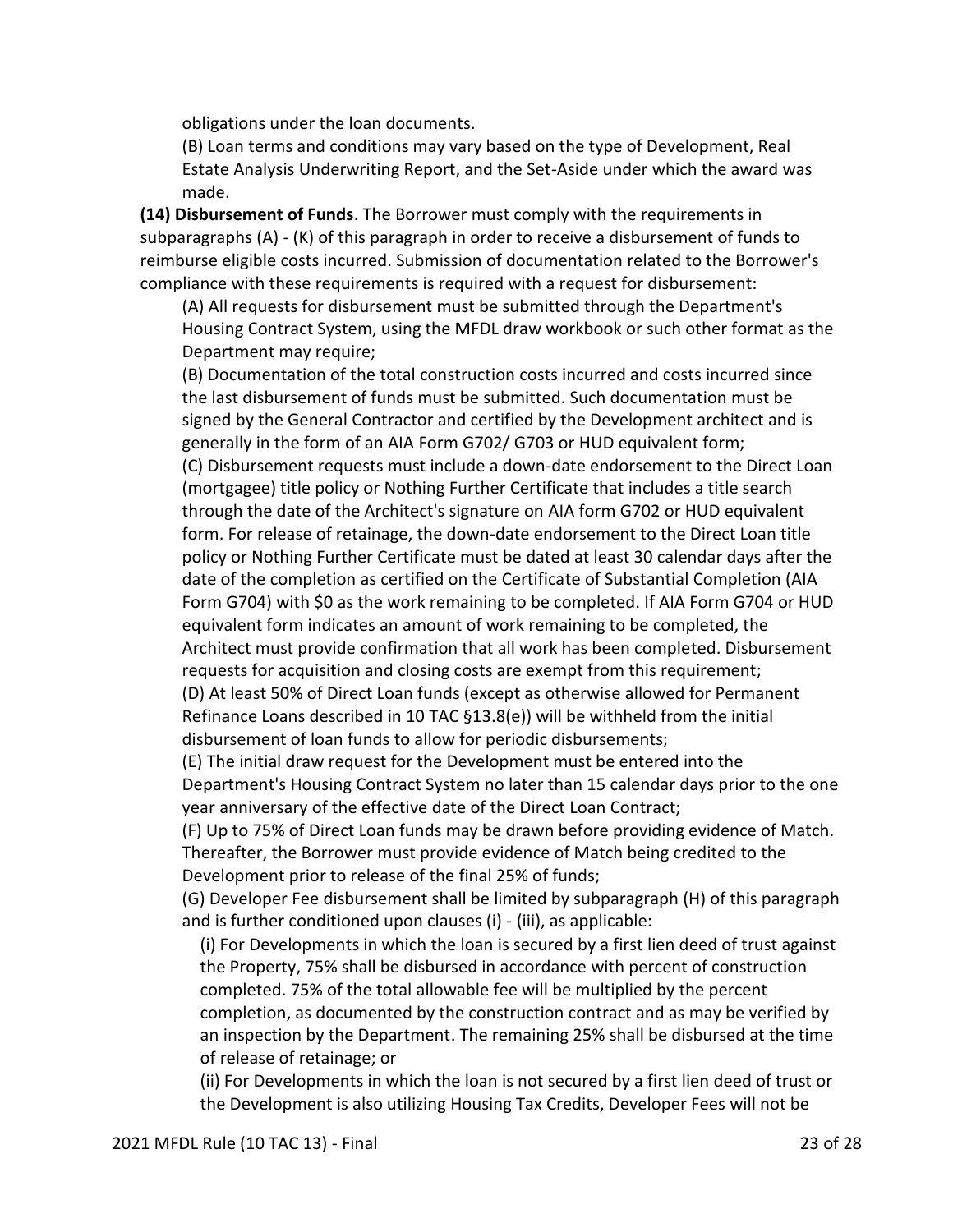obligations under the loan documents.

(B) Loan terms and conditions may vary based on the type of Development, Real Estate Analysis Underwriting Report, and the Set-Aside under which the award was made.

**(14) Disbursement of Funds**. The Borrower must comply with the requirements in subparagraphs (A) - (K) of this paragraph in order to receive a disbursement of funds to reimburse eligible costs incurred. Submission of documentation related to the Borrower's compliance with these requirements is required with a request for disbursement:

(A) All requests for disbursement must be submitted through the Department's Housing Contract System, using the MFDL draw workbook or such other format as the Department may require;

(B) Documentation of the total construction costs incurred and costs incurred since the last disbursement of funds must be submitted. Such documentation must be signed by the General Contractor and certified by the Development architect and is generally in the form of an AIA Form G702/ G703 or HUD equivalent form;

(C) Disbursement requests must include a down-date endorsement to the Direct Loan (mortgagee) title policy or Nothing Further Certificate that includes a title search through the date of the Architect's signature on AIA form G702 or HUD equivalent form. For release of retainage, the down-date endorsement to the Direct Loan title policy or Nothing Further Certificate must be dated at least 30 calendar days after the date of the completion as certified on the Certificate of Substantial Completion (AIA Form G704) with $0 as the work remaining to be completed. If AIA Form G704 or HUD equivalent form indicates an amount of work remaining to be completed, the Architect must provide confirmation that all work has been completed. Disbursement requests for acquisition and closing costs are exempt from this requirement;

(D) At least 50% of Direct Loan funds (except as otherwise allowed for Permanent Refinance Loans described in 10 TAC §13.8(e)) will be withheld from the initial disbursement of loan funds to allow for periodic disbursements;

(E) The initial draw request for the Development must be entered into the Department's Housing Contract System no later than 15 calendar days prior to the one year anniversary of the effective date of the Direct Loan Contract;

(F) Up to 75% of Direct Loan funds may be drawn before providing evidence of Match. Thereafter, the Borrower must provide evidence of Match being credited to the Development prior to release of the final 25% of funds;

(G) Developer Fee disbursement shall be limited by subparagraph (H) of this paragraph and is further conditioned upon clauses (i) - (iii), as applicable:

(i) For Developments in which the loan is secured by a first lien deed of trust against the Property, 75% shall be disbursed in accordance with percent of construction completed. 75% of the total allowable fee will be multiplied by the percent completion, as documented by the construction contract and as may be verified by an inspection by the Department. The remaining 25% shall be disbursed at the time of release of retainage; or

(ii) For Developments in which the loan is not secured by a first lien deed of trust or the Development is also utilizing Housing Tax Credits, Developer Fees will not be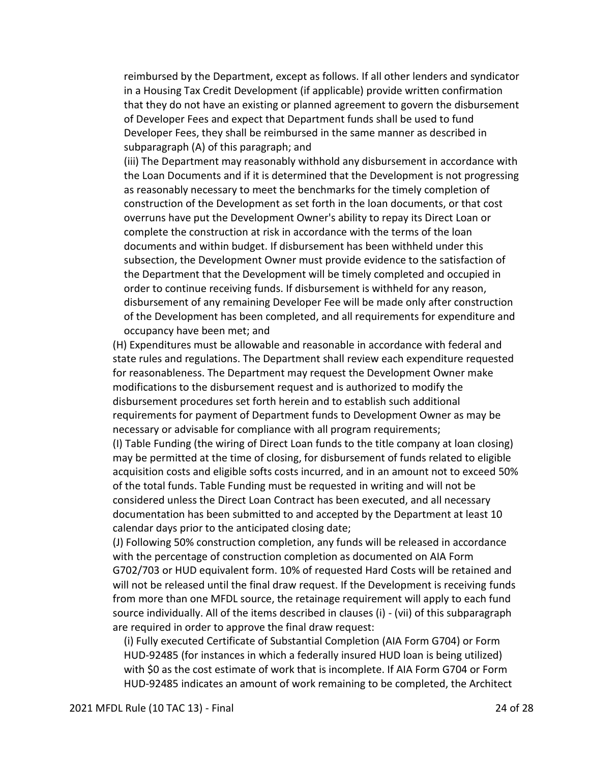reimbursed by the Department, except as follows. If all other lenders and syndicator in a Housing Tax Credit Development (if applicable) provide written confirmation that they do not have an existing or planned agreement to govern the disbursement of Developer Fees and expect that Department funds shall be used to fund Developer Fees, they shall be reimbursed in the same manner as described in subparagraph (A) of this paragraph; and

(iii) The Department may reasonably withhold any disbursement in accordance with the Loan Documents and if it is determined that the Development is not progressing as reasonably necessary to meet the benchmarks for the timely completion of construction of the Development as set forth in the loan documents, or that cost overruns have put the Development Owner's ability to repay its Direct Loan or complete the construction at risk in accordance with the terms of the loan documents and within budget. If disbursement has been withheld under this subsection, the Development Owner must provide evidence to the satisfaction of the Department that the Development will be timely completed and occupied in order to continue receiving funds. If disbursement is withheld for any reason, disbursement of any remaining Developer Fee will be made only after construction of the Development has been completed, and all requirements for expenditure and occupancy have been met; and

(H) Expenditures must be allowable and reasonable in accordance with federal and state rules and regulations. The Department shall review each expenditure requested for reasonableness. The Department may request the Development Owner make modifications to the disbursement request and is authorized to modify the disbursement procedures set forth herein and to establish such additional requirements for payment of Department funds to Development Owner as may be necessary or advisable for compliance with all program requirements;

(I) Table Funding (the wiring of Direct Loan funds to the title company at loan closing) may be permitted at the time of closing, for disbursement of funds related to eligible acquisition costs and eligible softs costs incurred, and in an amount not to exceed 50% of the total funds. Table Funding must be requested in writing and will not be considered unless the Direct Loan Contract has been executed, and all necessary documentation has been submitted to and accepted by the Department at least 10 calendar days prior to the anticipated closing date;

(J) Following 50% construction completion, any funds will be released in accordance with the percentage of construction completion as documented on AIA Form G702/703 or HUD equivalent form. 10% of requested Hard Costs will be retained and will not be released until the final draw request. If the Development is receiving funds from more than one MFDL source, the retainage requirement will apply to each fund source individually. All of the items described in clauses (i) - (vii) of this subparagraph are required in order to approve the final draw request:

(i) Fully executed Certificate of Substantial Completion (AIA Form G704) or Form HUD-92485 (for instances in which a federally insured HUD loan is being utilized) with $0 as the cost estimate of work that is incomplete. If AIA Form G704 or Form HUD-92485 indicates an amount of work remaining to be completed, the Architect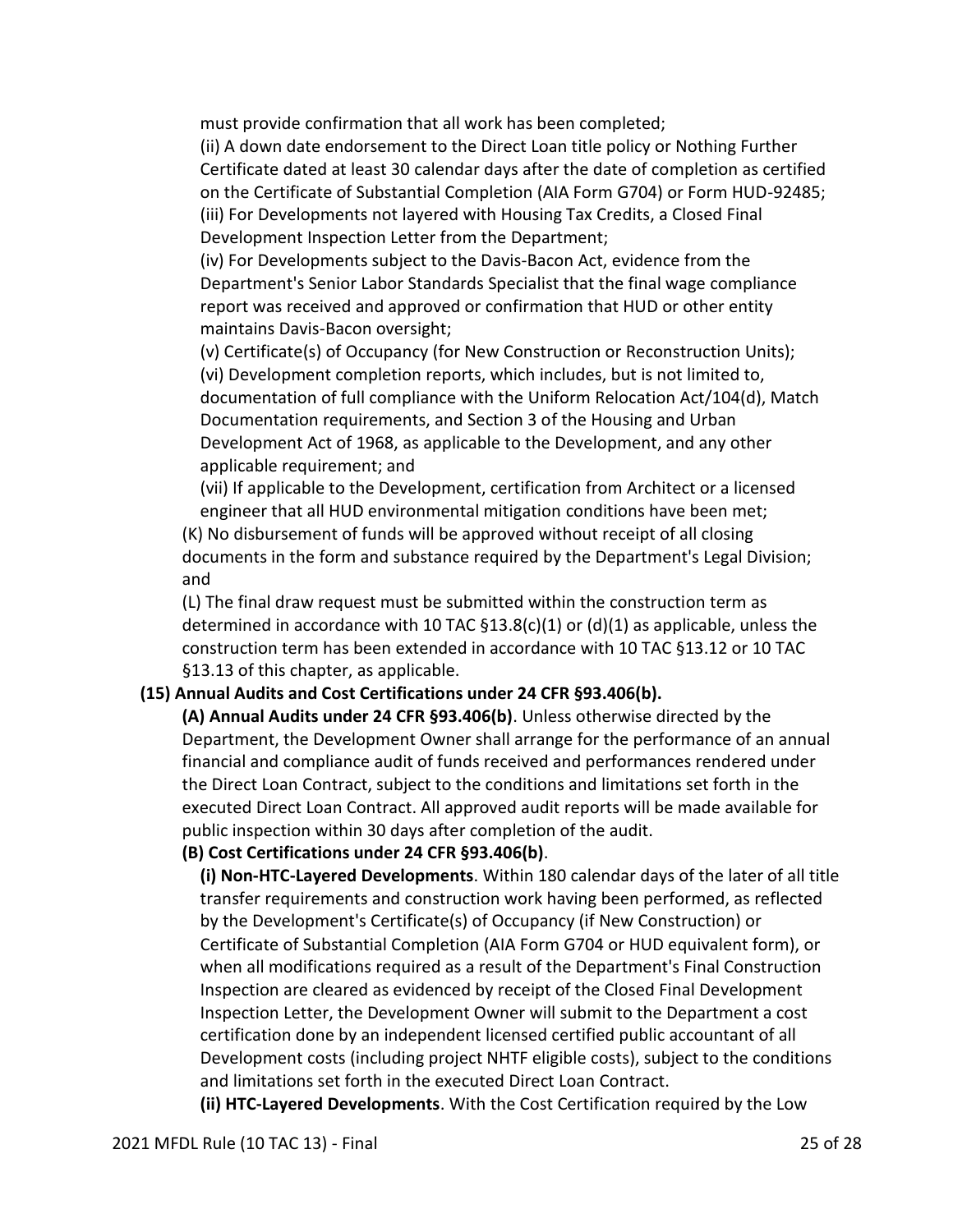must provide confirmation that all work has been completed;

(ii) A down date endorsement to the Direct Loan title policy or Nothing Further Certificate dated at least 30 calendar days after the date of completion as certified on the Certificate of Substantial Completion (AIA Form G704) or Form HUD-92485;

(iii) For Developments not layered with Housing Tax Credits, a Closed Final Development Inspection Letter from the Department;

(iv) For Developments subject to the Davis-Bacon Act, evidence from the Department's Senior Labor Standards Specialist that the final wage compliance report was received and approved or confirmation that HUD or other entity maintains Davis-Bacon oversight;

(v) Certificate(s) of Occupancy (for New Construction or Reconstruction Units);

(vi) Development completion reports, which includes, but is not limited to, documentation of full compliance with the Uniform Relocation Act/104(d), Match Documentation requirements, and Section 3 of the Housing and Urban Development Act of 1968, as applicable to the Development, and any other applicable requirement; and

(vii) If applicable to the Development, certification from Architect or a licensed engineer that all HUD environmental mitigation conditions have been met;

(K) No disbursement of funds will be approved without receipt of all closing documents in the form and substance required by the Department's Legal Division; and

(L) The final draw request must be submitted within the construction term as determined in accordance with 10 TAC §13.8(c)(1) or (d)(1) as applicable, unless the construction term has been extended in accordance with 10 TAC §13.12 or 10 TAC §13.13 of this chapter, as applicable.

**(15) Annual Audits and Cost Certifications under 24 CFR §93.406(b).**

**(A) Annual Audits under 24 CFR §93.406(b)**. Unless otherwise directed by the Department, the Development Owner shall arrange for the performance of an annual financial and compliance audit of funds received and performances rendered under the Direct Loan Contract, subject to the conditions and limitations set forth in the executed Direct Loan Contract. All approved audit reports will be made available for public inspection within 30 days after completion of the audit.

**(B) Cost Certifications under 24 CFR §93.406(b)**.

**(i) Non-HTC-Layered Developments**. Within 180 calendar days of the later of all title transfer requirements and construction work having been performed, as reflected by the Development's Certificate(s) of Occupancy (if New Construction) or Certificate of Substantial Completion (AIA Form G704 or HUD equivalent form), or when all modifications required as a result of the Department's Final Construction Inspection are cleared as evidenced by receipt of the Closed Final Development Inspection Letter, the Development Owner will submit to the Department a cost certification done by an independent licensed certified public accountant of all Development costs (including project NHTF eligible costs), subject to the conditions and limitations set forth in the executed Direct Loan Contract.

**(ii) HTC-Layered Developments**. With the Cost Certification required by the Low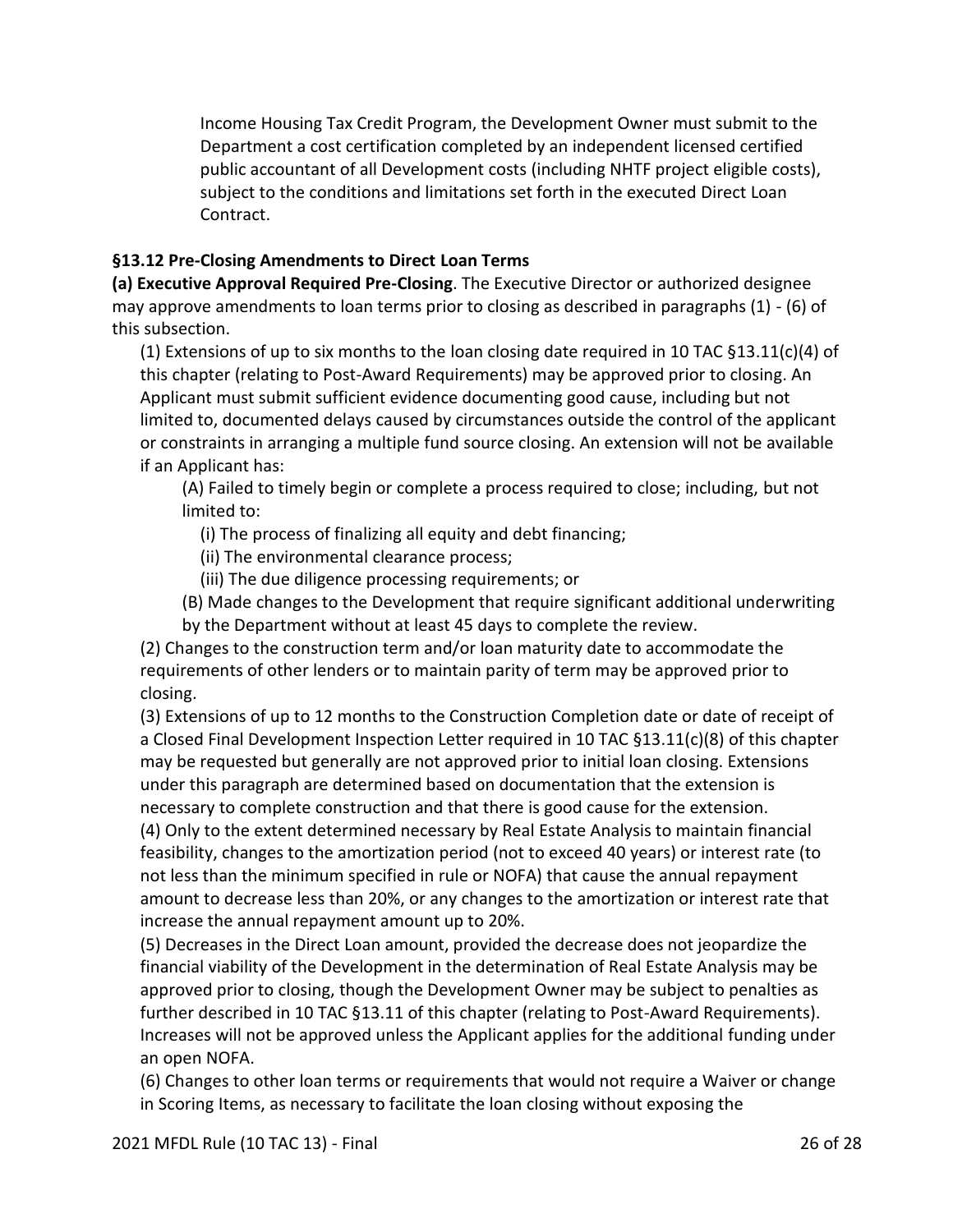Income Housing Tax Credit Program, the Development Owner must submit to the Department a cost certification completed by an independent licensed certified public accountant of all Development costs (including NHTF project eligible costs), subject to the conditions and limitations set forth in the executed Direct Loan Contract.

**§13.12 Pre-Closing Amendments to Direct Loan Terms**

**(a) Executive Approval Required Pre-Closing**. The Executive Director or authorized designee may approve amendments to loan terms prior to closing as described in paragraphs (1) - (6) of this subsection.

(1) Extensions of up to six months to the loan closing date required in 10 TAC §13.11(c)(4) of this chapter (relating to Post-Award Requirements) may be approved prior to closing. An Applicant must submit sufficient evidence documenting good cause, including but not limited to, documented delays caused by circumstances outside the control of the applicant or constraints in arranging a multiple fund source closing. An extension will not be available if an Applicant has:

(A) Failed to timely begin or complete a process required to close; including, but not limited to:

(i) The process of finalizing all equity and debt financing;

(ii) The environmental clearance process;

(iii) The due diligence processing requirements; or

(B) Made changes to the Development that require significant additional underwriting by the Department without at least 45 days to complete the review.

(2) Changes to the construction term and/or loan maturity date to accommodate the requirements of other lenders or to maintain parity of term may be approved prior to closing.

(3) Extensions of up to 12 months to the Construction Completion date or date of receipt of a Closed Final Development Inspection Letter required in 10 TAC §13.11(c)(8) of this chapter may be requested but generally are not approved prior to initial loan closing. Extensions under this paragraph are determined based on documentation that the extension is necessary to complete construction and that there is good cause for the extension.

(4) Only to the extent determined necessary by Real Estate Analysis to maintain financial feasibility, changes to the amortization period (not to exceed 40 years) or interest rate (to not less than the minimum specified in rule or NOFA) that cause the annual repayment amount to decrease less than 20%, or any changes to the amortization or interest rate that increase the annual repayment amount up to 20%.

(5) Decreases in the Direct Loan amount, provided the decrease does not jeopardize the financial viability of the Development in the determination of Real Estate Analysis may be approved prior to closing, though the Development Owner may be subject to penalties as further described in 10 TAC §13.11 of this chapter (relating to Post-Award Requirements). Increases will not be approved unless the Applicant applies for the additional funding under an open NOFA.

(6) Changes to other loan terms or requirements that would not require a Waiver or change in Scoring Items, as necessary to facilitate the loan closing without exposing the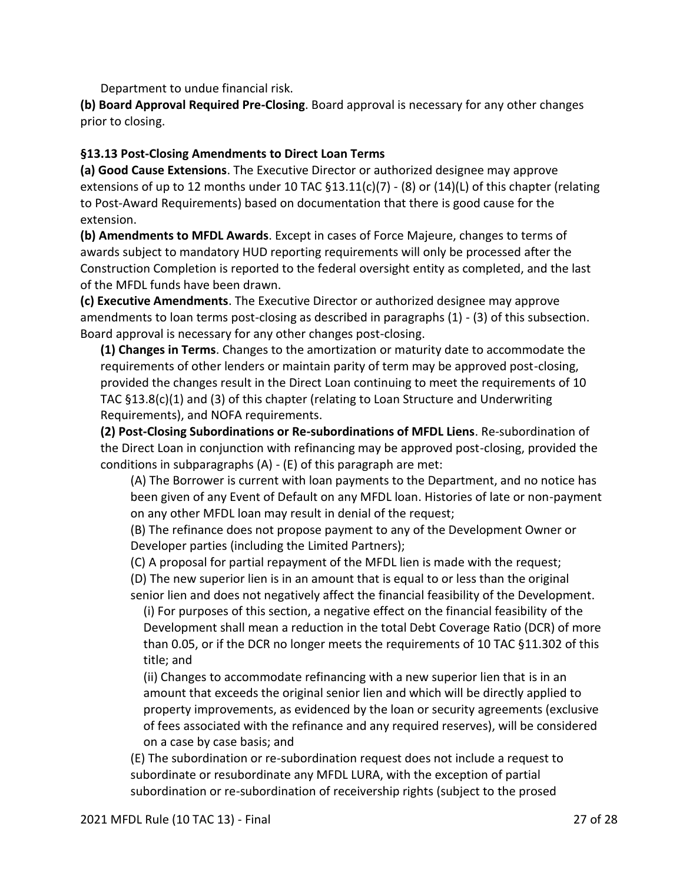Department to undue financial risk.

**(b) Board Approval Required Pre-Closing**. Board approval is necessary for any other changes prior to closing.

**§13.13 Post-Closing Amendments to Direct Loan Terms**

**(a) Good Cause Extensions**. The Executive Director or authorized designee may approve extensions of up to 12 months under 10 TAC §13.11(c)(7) - (8) or (14)(L) of this chapter (relating to Post-Award Requirements) based on documentation that there is good cause for the extension.

**(b) Amendments to MFDL Awards**. Except in cases of Force Majeure, changes to terms of awards subject to mandatory HUD reporting requirements will only be processed after the Construction Completion is reported to the federal oversight entity as completed, and the last of the MFDL funds have been drawn.

**(c) Executive Amendments**. The Executive Director or authorized designee may approve amendments to loan terms post-closing as described in paragraphs (1) - (3) of this subsection. Board approval is necessary for any other changes post-closing.

**(1) Changes in Terms**. Changes to the amortization or maturity date to accommodate the requirements of other lenders or maintain parity of term may be approved post-closing, provided the changes result in the Direct Loan continuing to meet the requirements of 10 TAC §13.8(c)(1) and (3) of this chapter (relating to Loan Structure and Underwriting Requirements), and NOFA requirements.

**(2) Post-Closing Subordinations or Re-subordinations of MFDL Liens**. Re-subordination of the Direct Loan in conjunction with refinancing may be approved post-closing, provided the conditions in subparagraphs (A) - (E) of this paragraph are met:

(A) The Borrower is current with loan payments to the Department, and no notice has been given of any Event of Default on any MFDL loan. Histories of late or non-payment on any other MFDL loan may result in denial of the request;

(B) The refinance does not propose payment to any of the Development Owner or Developer parties (including the Limited Partners);

(C) A proposal for partial repayment of the MFDL lien is made with the request;

(D) The new superior lien is in an amount that is equal to or less than the original senior lien and does not negatively affect the financial feasibility of the Development.

(i) For purposes of this section, a negative effect on the financial feasibility of the Development shall mean a reduction in the total Debt Coverage Ratio (DCR) of more than 0.05, or if the DCR no longer meets the requirements of 10 TAC §11.302 of this title; and

(ii) Changes to accommodate refinancing with a new superior lien that is in an amount that exceeds the original senior lien and which will be directly applied to property improvements, as evidenced by the loan or security agreements (exclusive of fees associated with the refinance and any required reserves), will be considered on a case by case basis; and

(E) The subordination or re-subordination request does not include a request to subordinate or resubordinate any MFDL LURA, with the exception of partial subordination or re-subordination of receivership rights (subject to the prosed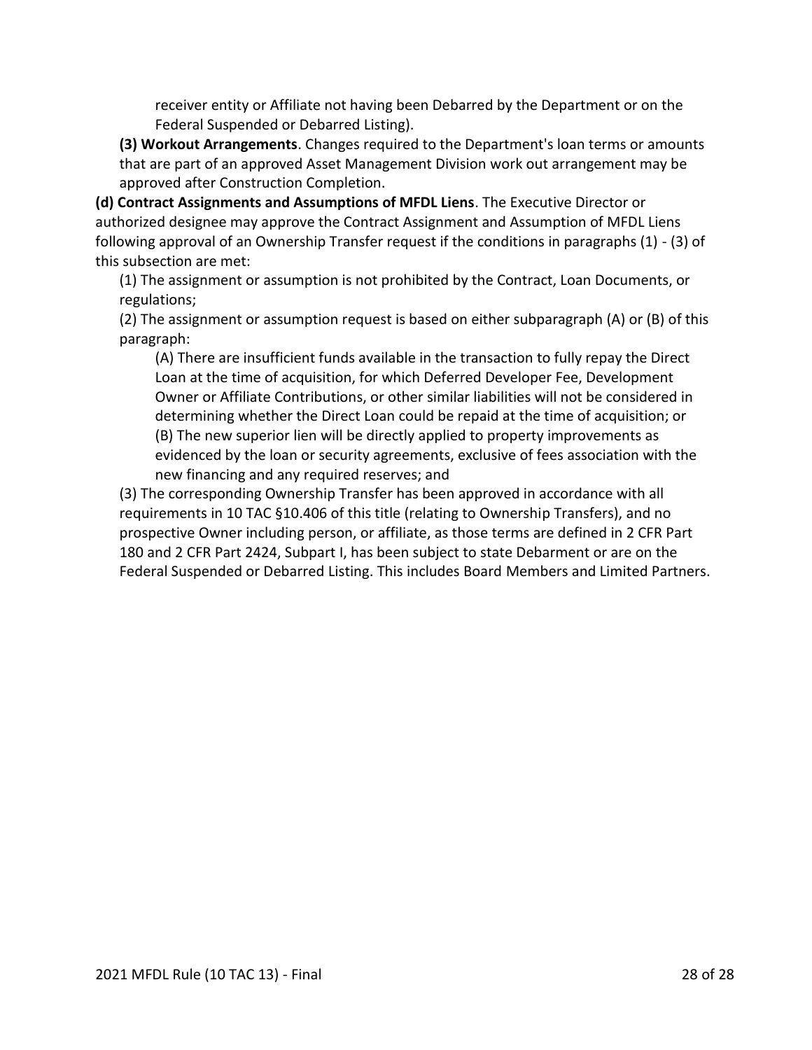receiver entity or Affiliate not having been Debarred by the Department or on the Federal Suspended or Debarred Listing).

**(3) Workout Arrangements**. Changes required to the Department's loan terms or amounts that are part of an approved Asset Management Division work out arrangement may be approved after Construction Completion.

**(d) Contract Assignments and Assumptions of MFDL Liens**. The Executive Director or authorized designee may approve the Contract Assignment and Assumption of MFDL Liens following approval of an Ownership Transfer request if the conditions in paragraphs (1) - (3) of this subsection are met:

(1) The assignment or assumption is not prohibited by the Contract, Loan Documents, or regulations;

(2) The assignment or assumption request is based on either subparagraph (A) or (B) of this paragraph:

(A) There are insufficient funds available in the transaction to fully repay the Direct Loan at the time of acquisition, for which Deferred Developer Fee, Development Owner or Affiliate Contributions, or other similar liabilities will not be considered in determining whether the Direct Loan could be repaid at the time of acquisition; or

(B) The new superior lien will be directly applied to property improvements as evidenced by the loan or security agreements, exclusive of fees association with the new financing and any required reserves; and

(3) The corresponding Ownership Transfer has been approved in accordance with all requirements in 10 TAC §10.406 of this title (relating to Ownership Transfers), and no prospective Owner including person, or affiliate, as those terms are defined in 2 CFR Part 180 and 2 CFR Part 2424, Subpart I, has been subject to state Debarment or are on the Federal Suspended or Debarred Listing. This includes Board Members and Limited Partners.